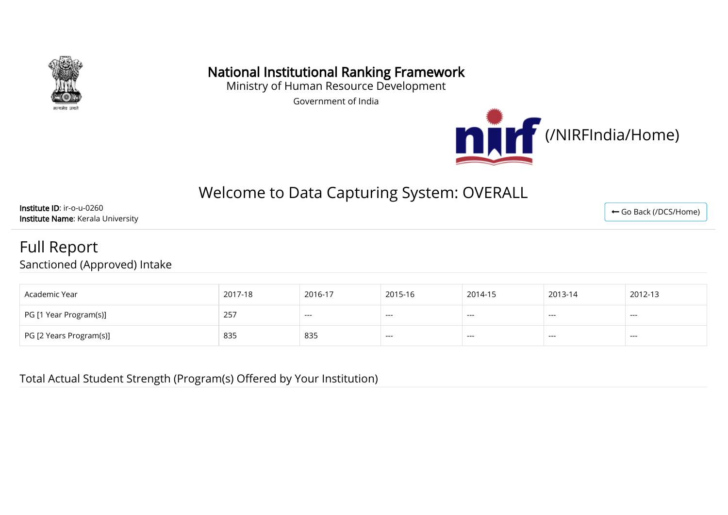# National Institutional Ranking Framework

Ministry of Human Resource Development

Government of India

(/NIRFIndia/Home)

## Welcome to Data Capturing System: OVERALL

**Institute ID**: ir-o-u-0260
**Institute Name**: Kerala University

← Go Back (/DCS/Home)

# Full Report

## Sanctioned (Approved) Intake

| Academic Year | 2017-18 | 2016-17 | 2015-16 | 2014-15 | 2013-14 | 2012-13 |
|---|---|---|---|---|---|---|
| PG [1 Year Program(s)] | 257 | --- | --- | --- | --- | --- |
| PG [2 Years Program(s)] | 835 | 835 | --- | --- | --- | --- |

## Total Actual Student Strength (Program(s) Offered by Your Institution)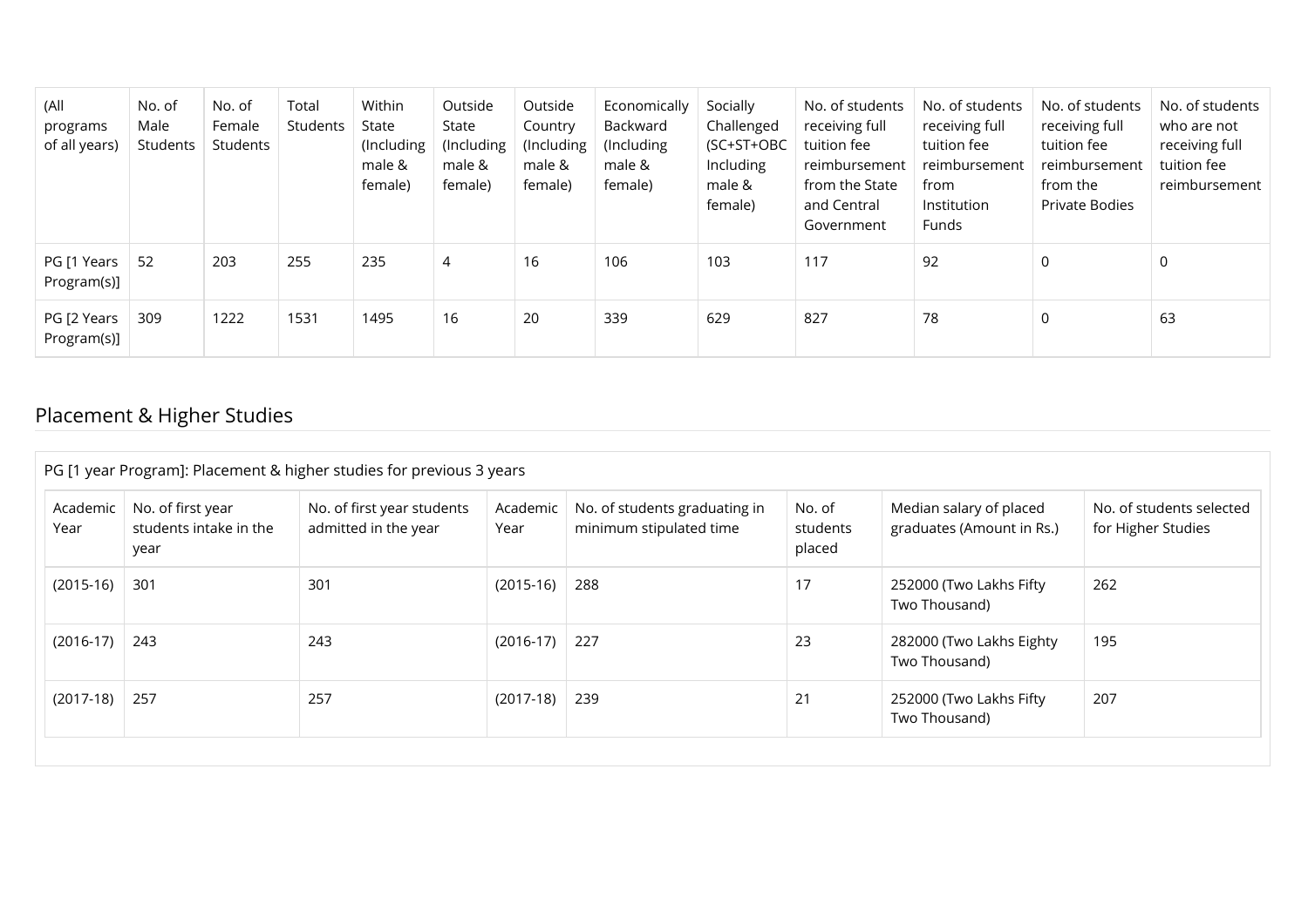| (All programs of all years) | No. of Male Students | No. of Female Students | Total Students | Within State (Including male & female) | Outside State (Including male & female) | Outside Country (Including male & female) | Economically Backward (Including male & female) | Socially Challenged (SC+ST+OBC Including male & female) | No. of students receiving full tuition fee reimbursement from the State and Central Government | No. of students receiving full tuition fee reimbursement from Institution Funds | No. of students receiving full tuition fee reimbursement from the Private Bodies | No. of students who are not receiving full tuition fee reimbursement |
|---|---|---|---|---|---|---|---|---|---|---|---|---|
| PG [1 Years Program(s)] | 52 | 203 | 255 | 235 | 4 | 16 | 106 | 103 | 117 | 92 | 0 | 0 |
| PG [2 Years Program(s)] | 309 | 1222 | 1531 | 1495 | 16 | 20 | 339 | 629 | 827 | 78 | 0 | 63 |

## Placement & Higher Studies

PG [1 year Program]: Placement & higher studies for previous 3 years

| Academic Year | No. of first year students intake in the year | No. of first year students admitted in the year | Academic Year | No. of students graduating in minimum stipulated time | No. of students placed | Median salary of placed graduates (Amount in Rs.) | No. of students selected for Higher Studies |
|---|---|---|---|---|---|---|---|
| (2015-16) | 301 | 301 | (2015-16) | 288 | 17 | 252000 (Two Lakhs Fifty Two Thousand) | 262 |
| (2016-17) | 243 | 243 | (2016-17) | 227 | 23 | 282000 (Two Lakhs Eighty Two Thousand) | 195 |
| (2017-18) | 257 | 257 | (2017-18) | 239 | 21 | 252000 (Two Lakhs Fifty Two Thousand) | 207 |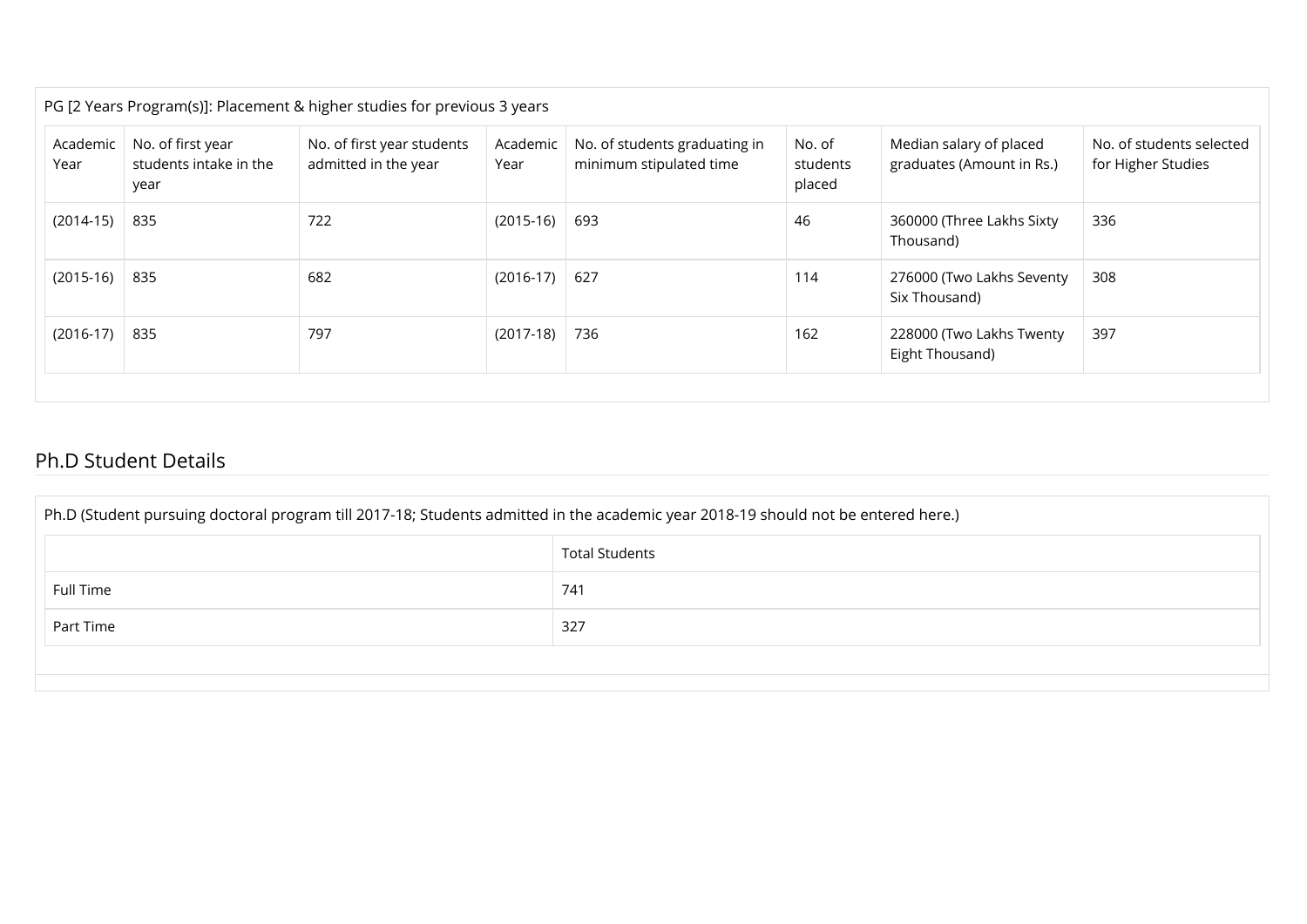PG [2 Years Program(s)]: Placement & higher studies for previous 3 years

| Academic Year | No. of first year students intake in the year | No. of first year students admitted in the year | Academic Year | No. of students graduating in minimum stipulated time | No. of students placed | Median salary of placed graduates (Amount in Rs.) | No. of students selected for Higher Studies |
|---|---|---|---|---|---|---|---|
| (2014-15) | 835 | 722 | (2015-16) | 693 | 46 | 360000 (Three Lakhs Sixty Thousand) | 336 |
| (2015-16) | 835 | 682 | (2016-17) | 627 | 114 | 276000 (Two Lakhs Seventy Six Thousand) | 308 |
| (2016-17) | 835 | 797 | (2017-18) | 736 | 162 | 228000 (Two Lakhs Twenty Eight Thousand) | 397 |

## Ph.D Student Details

Ph.D (Student pursuing doctoral program till 2017-18; Students admitted in the academic year 2018-19 should not be entered here.)

| | Total Students |
|---|---|
| Full Time | 741 |
| Part Time | 327 |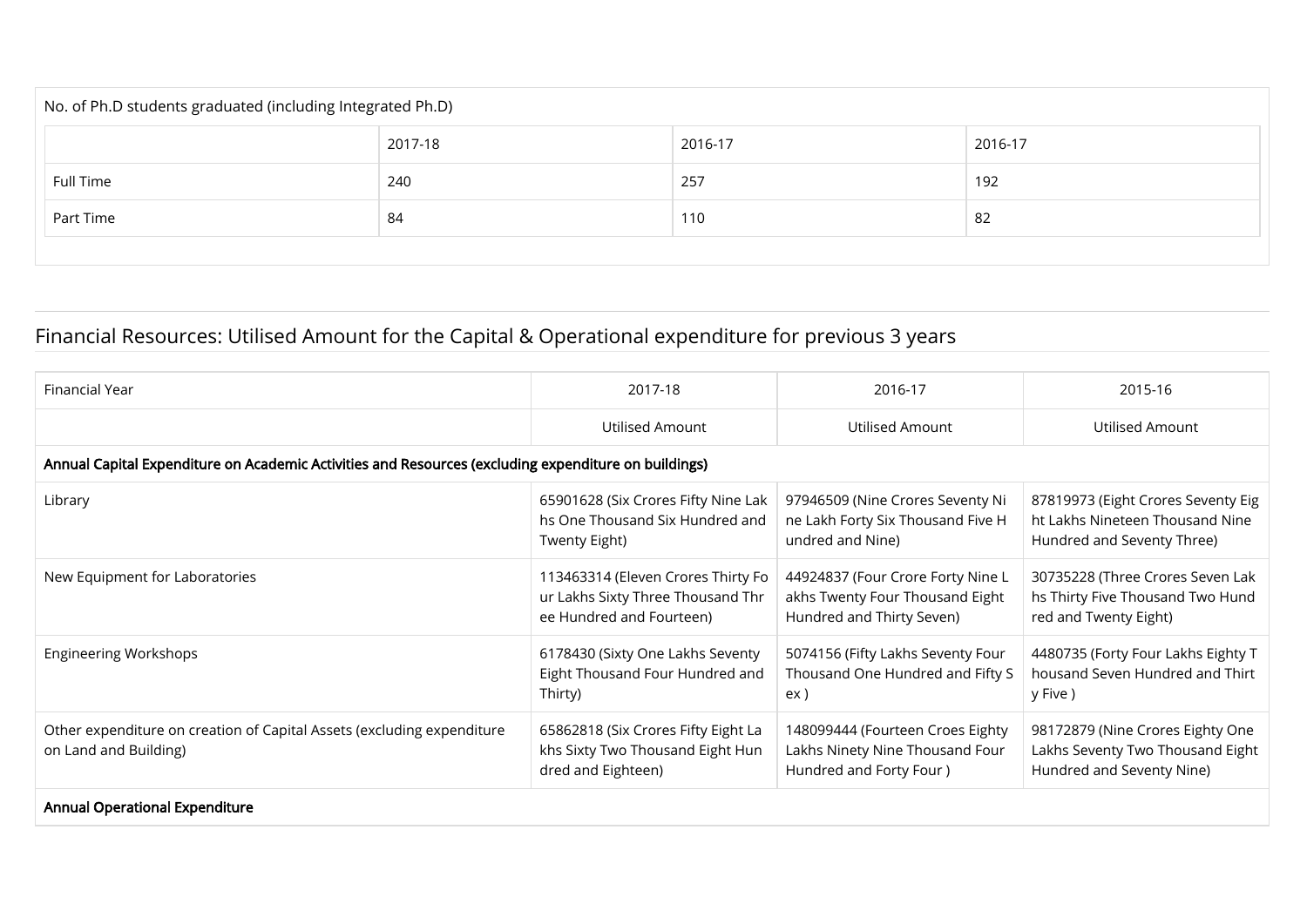| No. of Ph.D students graduated (including Integrated Ph.D) | | | |
|---|---|---|---|
| | 2017-18 | 2016-17 | 2016-17 |
| Full Time | 240 | 257 | 192 |
| Part Time | 84 | 110 | 82 |

## Financial Resources: Utilised Amount for the Capital & Operational expenditure for previous 3 years

| Financial Year | 2017-18 | 2016-17 | 2015-16 |
|---|---|---|---|
| | Utilised Amount | Utilised Amount | Utilised Amount |
| **Annual Capital Expenditure on Academic Activities and Resources (excluding expenditure on buildings)** | | | |
| Library | 65901628 (Six Crores Fifty Nine Lakhs One Thousand Six Hundred and Twenty Eight) | 97946509 (Nine Crores Seventy Nine Lakh Forty Six Thousand Five Hundred and Nine) | 87819973 (Eight Crores Seventy Eight Lakhs Nineteen Thousand Nine Hundred and Seventy Three) |
| New Equipment for Laboratories | 113463314 (Eleven Crores Thirty Four Lakhs Sixty Three Thousand Three Hundred and Fourteen) | 44924837 (Four Crore Forty Nine Lakhs Twenty Four Thousand Eight Hundred and Thirty Seven) | 30735228 (Three Crores Seven Lakhs Thirty Five Thousand Two Hundred and Twenty Eight) |
| Engineering Workshops | 6178430 (Sixty One Lakhs Seventy Eight Thousand Four Hundred and Thirty) | 5074156 (Fifty Lakhs Seventy Four Thousand One Hundred and Fifty Sex ) | 4480735 (Forty Four Lakhs Eighty Thousand Seven Hundred and Thirty Five ) |
| Other expenditure on creation of Capital Assets (excluding expenditure on Land and Building) | 65862818 (Six Crores Fifty Eight Lakhs Sixty Two Thousand Eight Hundred and Eighteen) | 148099444 (Fourteen Croes Eighty Lakhs Ninety Nine Thousand Four Hundred and Forty Four ) | 98172879 (Nine Crores Eighty One Lakhs Seventy Two Thousand Eight Hundred and Seventy Nine) |
| **Annual Operational Expenditure** | | | |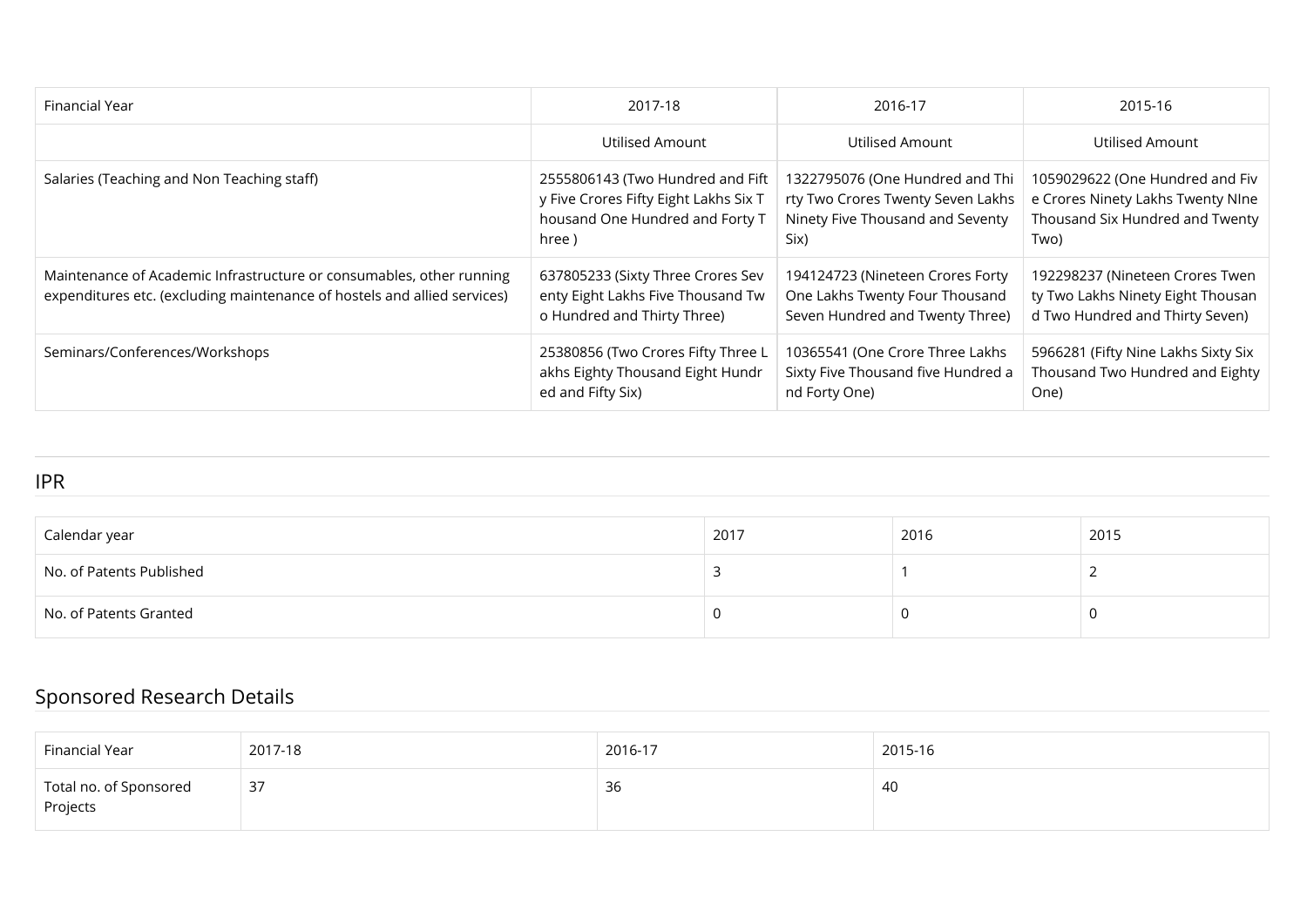| Financial Year | 2017-18 | 2016-17 | 2015-16 |
|---|---|---|---|
| | Utilised Amount | Utilised Amount | Utilised Amount |
| Salaries (Teaching and Non Teaching staff) | 2555806143 (Two Hundred and Fifty Five Crores Fifty Eight Lakhs Six Thousand One Hundred and Forty Three ) | 1322795076 (One Hundred and Thirty Two Crores Twenty Seven Lakhs Ninety Five Thousand and Seventy Six) | 1059029622 (One Hundred and Five Crores Ninety Lakhs Twenty NIne Thousand Six Hundred and Twenty Two) |
| Maintenance of Academic Infrastructure or consumables, other running expenditures etc. (excluding maintenance of hostels and allied services) | 637805233 (Sixty Three Crores Seventy Eight Lakhs Five Thousand Two Hundred and Thirty Three) | 194124723 (Nineteen Crores Forty One Lakhs Twenty Four Thousand Seven Hundred and Twenty Three) | 192298237 (Nineteen Crores Twenty Two Lakhs Ninety Eight Thousand Two Hundred and Thirty Seven) |
| Seminars/Conferences/Workshops | 25380856 (Two Crores Fifty Three Lakhs Eighty Thousand Eight Hundred and Fifty Six) | 10365541 (One Crore Three Lakhs Sixty Five Thousand five Hundred and Forty One) | 5966281 (Fifty Nine Lakhs Sixty Six Thousand Two Hundred and Eighty One) |

## IPR

| Calendar year | 2017 | 2016 | 2015 |
|---|---|---|---|
| No. of Patents Published | 3 | 1 | 2 |
| No. of Patents Granted | 0 | 0 | 0 |

## Sponsored Research Details

| Financial Year | 2017-18 | 2016-17 | 2015-16 |
|---|---|---|---|
| Total no. of Sponsored Projects | 37 | 36 | 40 |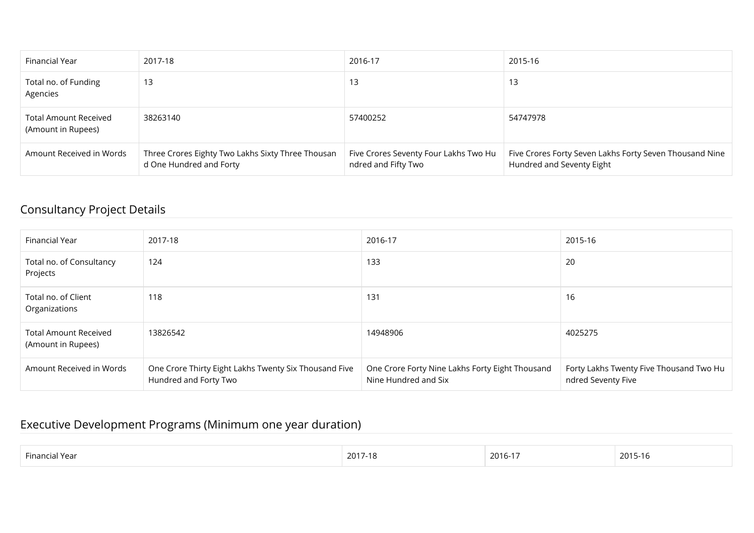| Financial Year | 2017-18 | 2016-17 | 2015-16 |
|---|---|---|---|
| Total no. of Funding Agencies | 13 | 13 | 13 |
| Total Amount Received (Amount in Rupees) | 38263140 | 57400252 | 54747978 |
| Amount Received in Words | Three Crores Eighty Two Lakhs Sixty Three Thousand One Hundred and Forty | Five Crores Seventy Four Lakhs Two Hundred and Fifty Two | Five Crores Forty Seven Lakhs Forty Seven Thousand Nine Hundred and Seventy Eight |

## Consultancy Project Details

| Financial Year | 2017-18 | 2016-17 | 2015-16 |
|---|---|---|---|
| Total no. of Consultancy Projects | 124 | 133 | 20 |
| Total no. of Client Organizations | 118 | 131 | 16 |
| Total Amount Received (Amount in Rupees) | 13826542 | 14948906 | 4025275 |
| Amount Received in Words | One Crore Thirty Eight Lakhs Twenty Six Thousand Five Hundred and Forty Two | One Crore Forty Nine Lakhs Forty Eight Thousand Nine Hundred and Six | Forty Lakhs Twenty Five Thousand Two Hundred Seventy Five |

## Executive Development Programs (Minimum one year duration)

| Financial Year | 2017-18 | 2016-17 | 2015-16 |
|---|---|---|---|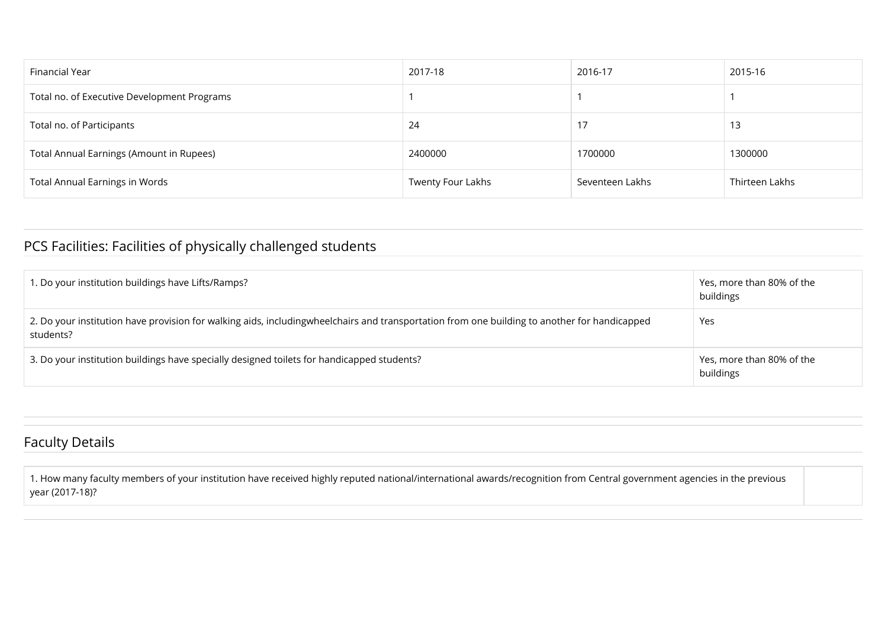| Financial Year | 2017-18 | 2016-17 | 2015-16 |
|---|---|---|---|
| Total no. of Executive Development Programs | 1 | 1 | 1 |
| Total no. of Participants | 24 | 17 | 13 |
| Total Annual Earnings (Amount in Rupees) | 2400000 | 1700000 | 1300000 |
| Total Annual Earnings in Words | Twenty Four Lakhs | Seventeen Lakhs | Thirteen Lakhs |

## PCS Facilities: Facilities of physically challenged students

| | |
|---|---|
| 1. Do your institution buildings have Lifts/Ramps? | Yes, more than 80% of the buildings |
| 2. Do your institution have provision for walking aids, includingwheelchairs and transportation from one building to another for handicapped students? | Yes |
| 3. Do your institution buildings have specially designed toilets for handicapped students? | Yes, more than 80% of the buildings |

## Faculty Details

| | |
|---|---|
| 1. How many faculty members of your institution have received highly reputed national/international awards/recognition from Central government agencies in the previous year (2017-18)? | |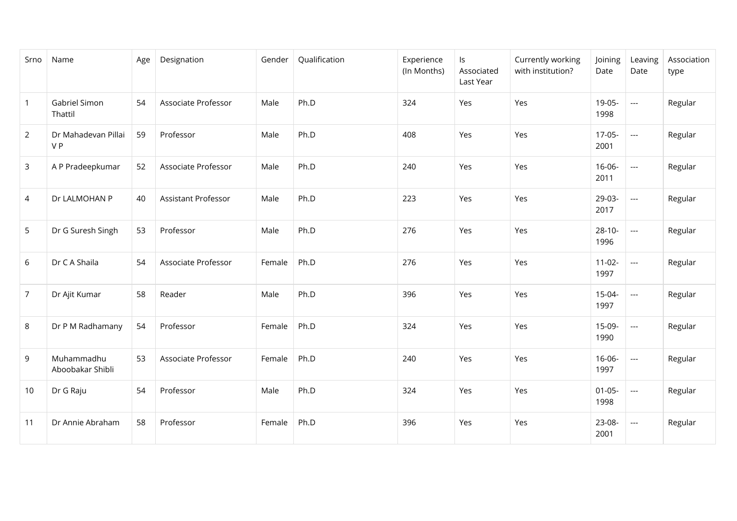| Srno | Name | Age | Designation | Gender | Qualification | Experience (In Months) | Is Associated Last Year | Currently working with institution? | Joining Date | Leaving Date | Association type |
|---|---|---|---|---|---|---|---|---|---|---|---|
| 1 | Gabriel Simon Thattil | 54 | Associate Professor | Male | Ph.D | 324 | Yes | Yes | 19-05-1998 | --- | Regular |
| 2 | Dr Mahadevan Pillai V P | 59 | Professor | Male | Ph.D | 408 | Yes | Yes | 17-05-2001 | --- | Regular |
| 3 | A P Pradeepkumar | 52 | Associate Professor | Male | Ph.D | 240 | Yes | Yes | 16-06-2011 | --- | Regular |
| 4 | Dr LALMOHAN P | 40 | Assistant Professor | Male | Ph.D | 223 | Yes | Yes | 29-03-2017 | --- | Regular |
| 5 | Dr G Suresh Singh | 53 | Professor | Male | Ph.D | 276 | Yes | Yes | 28-10-1996 | --- | Regular |
| 6 | Dr C A Shaila | 54 | Associate Professor | Female | Ph.D | 276 | Yes | Yes | 11-02-1997 | --- | Regular |
| 7 | Dr Ajit Kumar | 58 | Reader | Male | Ph.D | 396 | Yes | Yes | 15-04-1997 | --- | Regular |
| 8 | Dr P M Radhamany | 54 | Professor | Female | Ph.D | 324 | Yes | Yes | 15-09-1990 | --- | Regular |
| 9 | Muhammadhu Aboobakar Shibli | 53 | Associate Professor | Female | Ph.D | 240 | Yes | Yes | 16-06-1997 | --- | Regular |
| 10 | Dr G Raju | 54 | Professor | Male | Ph.D | 324 | Yes | Yes | 01-05-1998 | --- | Regular |
| 11 | Dr Annie Abraham | 58 | Professor | Female | Ph.D | 396 | Yes | Yes | 23-08-2001 | --- | Regular |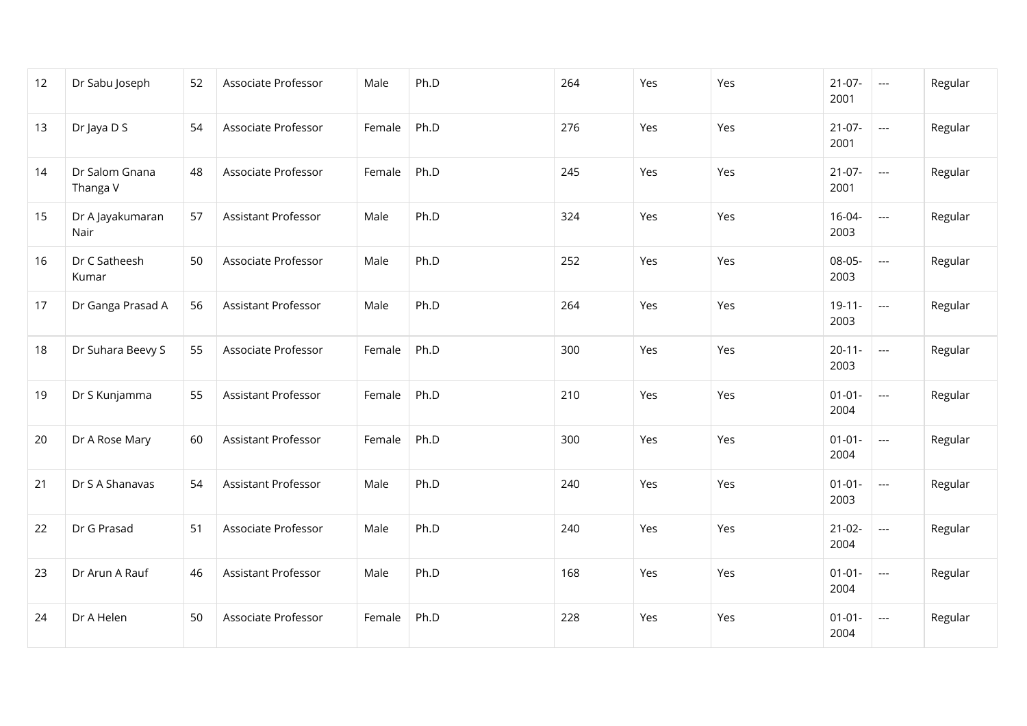| 12 | Dr Sabu Joseph | 52 | Associate Professor | Male | Ph.D | 264 | Yes | Yes | 21-07-2001 | --- | Regular |
|---|---|---|---|---|---|---|---|---|---|---|---|
| 13 | Dr Jaya D S | 54 | Associate Professor | Female | Ph.D | 276 | Yes | Yes | 21-07-2001 | --- | Regular |
| 14 | Dr Salom Gnana Thanga V | 48 | Associate Professor | Female | Ph.D | 245 | Yes | Yes | 21-07-2001 | --- | Regular |
| 15 | Dr A Jayakumaran Nair | 57 | Assistant Professor | Male | Ph.D | 324 | Yes | Yes | 16-04-2003 | --- | Regular |
| 16 | Dr C Satheesh Kumar | 50 | Associate Professor | Male | Ph.D | 252 | Yes | Yes | 08-05-2003 | --- | Regular |
| 17 | Dr Ganga Prasad A | 56 | Assistant Professor | Male | Ph.D | 264 | Yes | Yes | 19-11-2003 | --- | Regular |
| 18 | Dr Suhara Beevy S | 55 | Associate Professor | Female | Ph.D | 300 | Yes | Yes | 20-11-2003 | --- | Regular |
| 19 | Dr S Kunjamma | 55 | Assistant Professor | Female | Ph.D | 210 | Yes | Yes | 01-01-2004 | --- | Regular |
| 20 | Dr A Rose Mary | 60 | Assistant Professor | Female | Ph.D | 300 | Yes | Yes | 01-01-2004 | --- | Regular |
| 21 | Dr S A Shanavas | 54 | Assistant Professor | Male | Ph.D | 240 | Yes | Yes | 01-01-2003 | --- | Regular |
| 22 | Dr G Prasad | 51 | Associate Professor | Male | Ph.D | 240 | Yes | Yes | 21-02-2004 | --- | Regular |
| 23 | Dr Arun A Rauf | 46 | Assistant Professor | Male | Ph.D | 168 | Yes | Yes | 01-01-2004 | --- | Regular |
| 24 | Dr A Helen | 50 | Associate Professor | Female | Ph.D | 228 | Yes | Yes | 01-01-2004 | --- | Regular |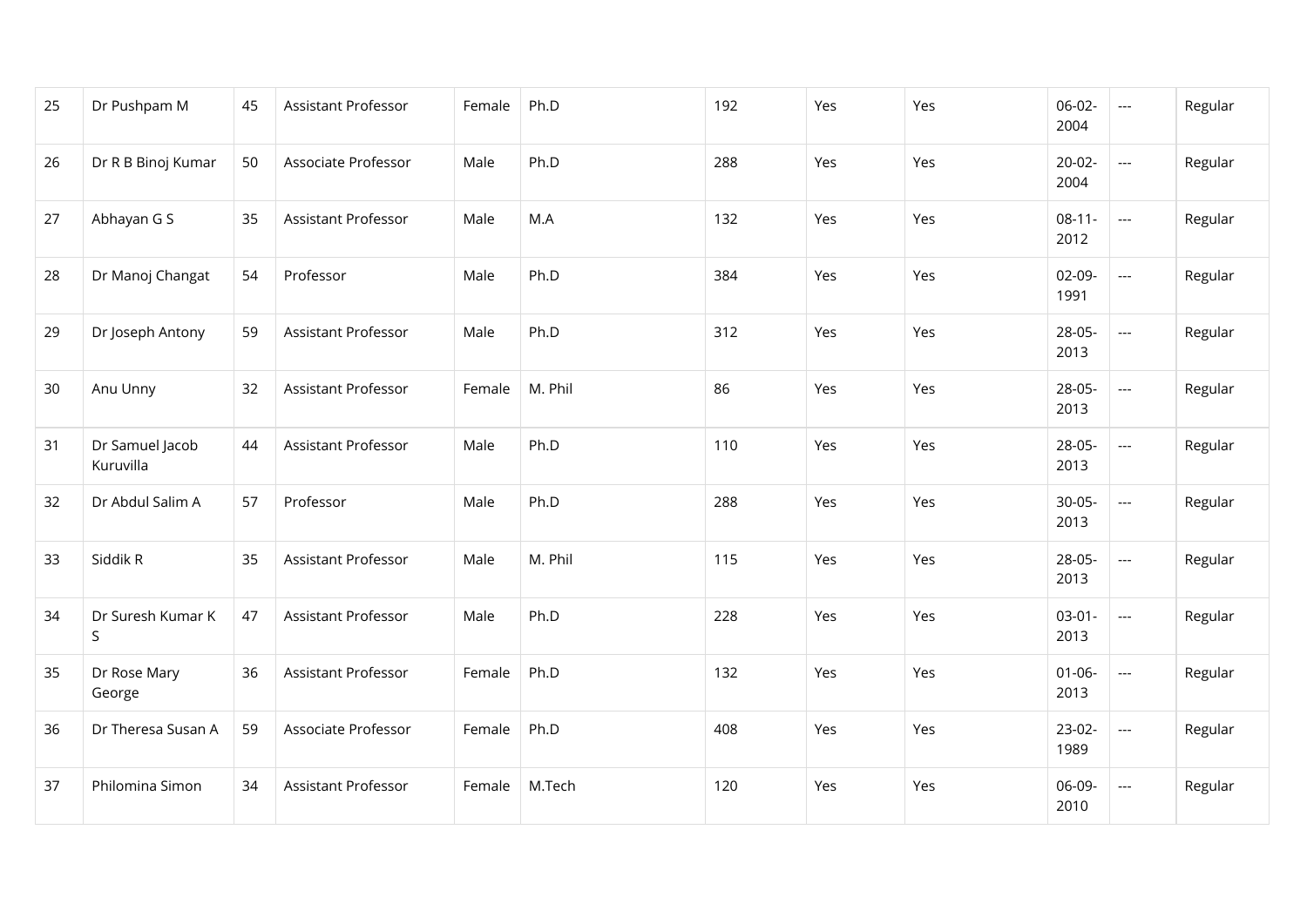| 25 | Dr Pushpam M | 45 | Assistant Professor | Female | Ph.D | 192 | Yes | Yes | 06-02-2004 | --- | Regular |
|---|---|---|---|---|---|---|---|---|---|---|---|
| 26 | Dr R B Binoj Kumar | 50 | Associate Professor | Male | Ph.D | 288 | Yes | Yes | 20-02-2004 | --- | Regular |
| 27 | Abhayan G S | 35 | Assistant Professor | Male | M.A | 132 | Yes | Yes | 08-11-2012 | --- | Regular |
| 28 | Dr Manoj Changat | 54 | Professor | Male | Ph.D | 384 | Yes | Yes | 02-09-1991 | --- | Regular |
| 29 | Dr Joseph Antony | 59 | Assistant Professor | Male | Ph.D | 312 | Yes | Yes | 28-05-2013 | --- | Regular |
| 30 | Anu Unny | 32 | Assistant Professor | Female | M. Phil | 86 | Yes | Yes | 28-05-2013 | --- | Regular |
| 31 | Dr Samuel Jacob Kuruvilla | 44 | Assistant Professor | Male | Ph.D | 110 | Yes | Yes | 28-05-2013 | --- | Regular |
| 32 | Dr Abdul Salim A | 57 | Professor | Male | Ph.D | 288 | Yes | Yes | 30-05-2013 | --- | Regular |
| 33 | Siddik R | 35 | Assistant Professor | Male | M. Phil | 115 | Yes | Yes | 28-05-2013 | --- | Regular |
| 34 | Dr Suresh Kumar K S | 47 | Assistant Professor | Male | Ph.D | 228 | Yes | Yes | 03-01-2013 | --- | Regular |
| 35 | Dr Rose Mary George | 36 | Assistant Professor | Female | Ph.D | 132 | Yes | Yes | 01-06-2013 | --- | Regular |
| 36 | Dr Theresa Susan A | 59 | Associate Professor | Female | Ph.D | 408 | Yes | Yes | 23-02-1989 | --- | Regular |
| 37 | Philomina Simon | 34 | Assistant Professor | Female | M.Tech | 120 | Yes | Yes | 06-09-2010 | --- | Regular |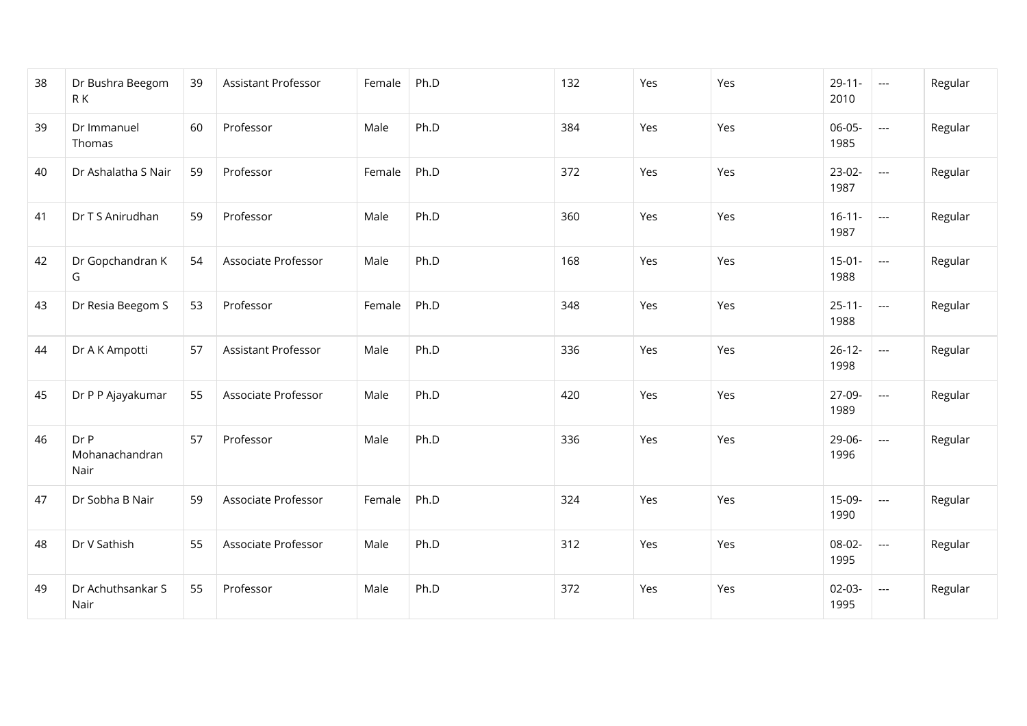| 38 | Dr Bushra Beegom R K | 39 | Assistant Professor | Female | Ph.D | 132 | Yes | Yes | 29-11-2010 | --- | Regular |
|---|---|---|---|---|---|---|---|---|---|---|---|
| 39 | Dr Immanuel Thomas | 60 | Professor | Male | Ph.D | 384 | Yes | Yes | 06-05-1985 | --- | Regular |
| 40 | Dr Ashalatha S Nair | 59 | Professor | Female | Ph.D | 372 | Yes | Yes | 23-02-1987 | --- | Regular |
| 41 | Dr T S Anirudhan | 59 | Professor | Male | Ph.D | 360 | Yes | Yes | 16-11-1987 | --- | Regular |
| 42 | Dr Gopchandran K G | 54 | Associate Professor | Male | Ph.D | 168 | Yes | Yes | 15-01-1988 | --- | Regular |
| 43 | Dr Resia Beegom S | 53 | Professor | Female | Ph.D | 348 | Yes | Yes | 25-11-1988 | --- | Regular |
| 44 | Dr A K Ampotti | 57 | Assistant Professor | Male | Ph.D | 336 | Yes | Yes | 26-12-1998 | --- | Regular |
| 45 | Dr P P Ajayakumar | 55 | Associate Professor | Male | Ph.D | 420 | Yes | Yes | 27-09-1989 | --- | Regular |
| 46 | Dr P Mohanachandran Nair | 57 | Professor | Male | Ph.D | 336 | Yes | Yes | 29-06-1996 | --- | Regular |
| 47 | Dr Sobha B Nair | 59 | Associate Professor | Female | Ph.D | 324 | Yes | Yes | 15-09-1990 | --- | Regular |
| 48 | Dr V Sathish | 55 | Associate Professor | Male | Ph.D | 312 | Yes | Yes | 08-02-1995 | --- | Regular |
| 49 | Dr Achuthsankar S Nair | 55 | Professor | Male | Ph.D | 372 | Yes | Yes | 02-03-1995 | --- | Regular |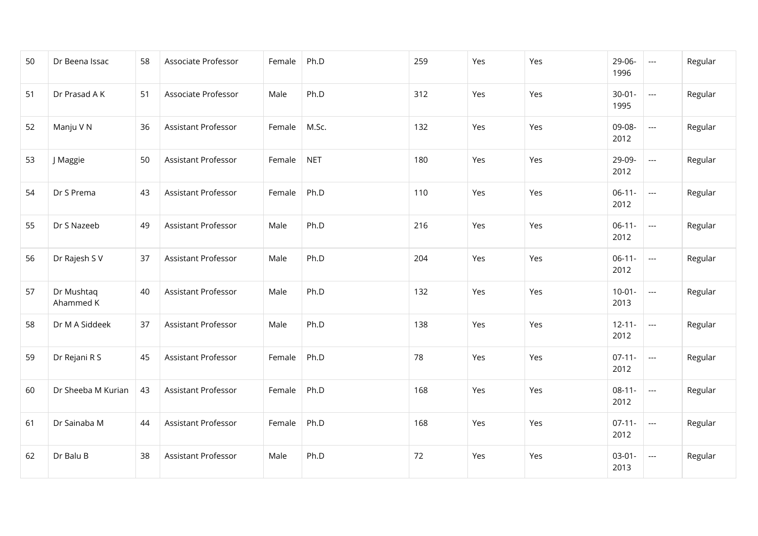| 50 | Dr Beena Issac | 58 | Associate Professor | Female | Ph.D | 259 | Yes | Yes | 29-06-1996 | --- | Regular |
|---|---|---|---|---|---|---|---|---|---|---|---|
| 51 | Dr Prasad A K | 51 | Associate Professor | Male | Ph.D | 312 | Yes | Yes | 30-01-1995 | --- | Regular |
| 52 | Manju V N | 36 | Assistant Professor | Female | M.Sc. | 132 | Yes | Yes | 09-08-2012 | --- | Regular |
| 53 | J Maggie | 50 | Assistant Professor | Female | NET | 180 | Yes | Yes | 29-09-2012 | --- | Regular |
| 54 | Dr S Prema | 43 | Assistant Professor | Female | Ph.D | 110 | Yes | Yes | 06-11-2012 | --- | Regular |
| 55 | Dr S Nazeeb | 49 | Assistant Professor | Male | Ph.D | 216 | Yes | Yes | 06-11-2012 | --- | Regular |
| 56 | Dr Rajesh S V | 37 | Assistant Professor | Male | Ph.D | 204 | Yes | Yes | 06-11-2012 | --- | Regular |
| 57 | Dr Mushtaq Ahammed K | 40 | Assistant Professor | Male | Ph.D | 132 | Yes | Yes | 10-01-2013 | --- | Regular |
| 58 | Dr M A Siddeek | 37 | Assistant Professor | Male | Ph.D | 138 | Yes | Yes | 12-11-2012 | --- | Regular |
| 59 | Dr Rejani R S | 45 | Assistant Professor | Female | Ph.D | 78 | Yes | Yes | 07-11-2012 | --- | Regular |
| 60 | Dr Sheeba M Kurian | 43 | Assistant Professor | Female | Ph.D | 168 | Yes | Yes | 08-11-2012 | --- | Regular |
| 61 | Dr Sainaba M | 44 | Assistant Professor | Female | Ph.D | 168 | Yes | Yes | 07-11-2012 | --- | Regular |
| 62 | Dr Balu B | 38 | Assistant Professor | Male | Ph.D | 72 | Yes | Yes | 03-01-2013 | --- | Regular |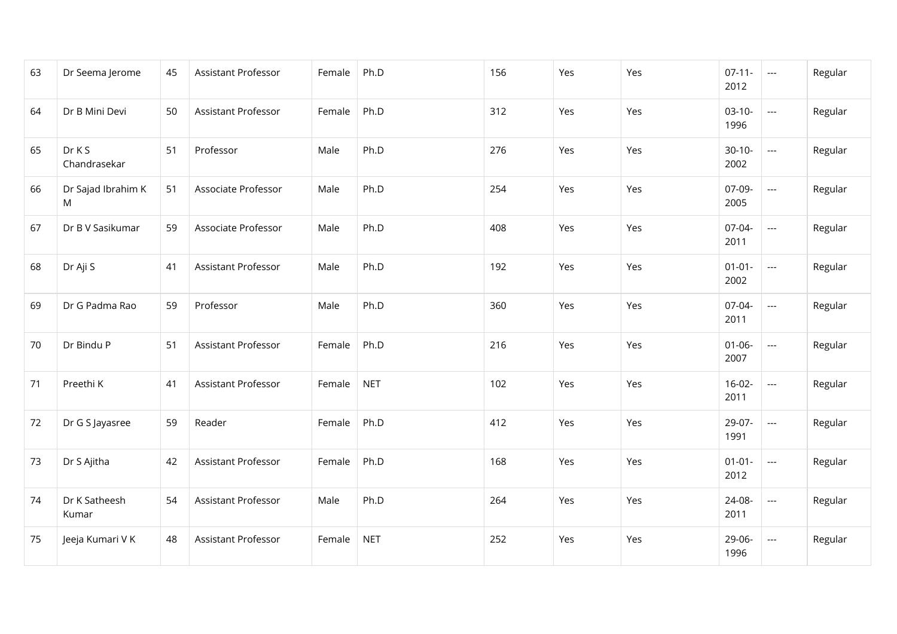| 63 | Dr Seema Jerome | 45 | Assistant Professor | Female | Ph.D | 156 | Yes | Yes | 07-11-2012 | --- | Regular |
|---|---|---|---|---|---|---|---|---|---|---|---|
| 64 | Dr B Mini Devi | 50 | Assistant Professor | Female | Ph.D | 312 | Yes | Yes | 03-10-1996 | --- | Regular |
| 65 | Dr K S Chandrasekar | 51 | Professor | Male | Ph.D | 276 | Yes | Yes | 30-10-2002 | --- | Regular |
| 66 | Dr Sajad Ibrahim K M | 51 | Associate Professor | Male | Ph.D | 254 | Yes | Yes | 07-09-2005 | --- | Regular |
| 67 | Dr B V Sasikumar | 59 | Associate Professor | Male | Ph.D | 408 | Yes | Yes | 07-04-2011 | --- | Regular |
| 68 | Dr Aji S | 41 | Assistant Professor | Male | Ph.D | 192 | Yes | Yes | 01-01-2002 | --- | Regular |
| 69 | Dr G Padma Rao | 59 | Professor | Male | Ph.D | 360 | Yes | Yes | 07-04-2011 | --- | Regular |
| 70 | Dr Bindu P | 51 | Assistant Professor | Female | Ph.D | 216 | Yes | Yes | 01-06-2007 | --- | Regular |
| 71 | Preethi K | 41 | Assistant Professor | Female | NET | 102 | Yes | Yes | 16-02-2011 | --- | Regular |
| 72 | Dr G S Jayasree | 59 | Reader | Female | Ph.D | 412 | Yes | Yes | 29-07-1991 | --- | Regular |
| 73 | Dr S Ajitha | 42 | Assistant Professor | Female | Ph.D | 168 | Yes | Yes | 01-01-2012 | --- | Regular |
| 74 | Dr K Satheesh Kumar | 54 | Assistant Professor | Male | Ph.D | 264 | Yes | Yes | 24-08-2011 | --- | Regular |
| 75 | Jeeja Kumari V K | 48 | Assistant Professor | Female | NET | 252 | Yes | Yes | 29-06-1996 | --- | Regular |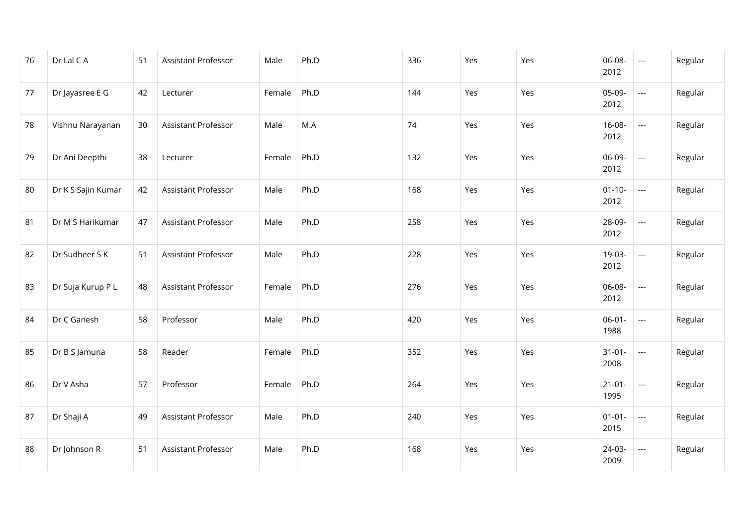| 76 | Dr Lal C A | 51 | Assistant Professor | Male | Ph.D | 336 | Yes | Yes | 06-08-2012 | --- | Regular |
|---|---|---|---|---|---|---|---|---|---|---|---|
| 77 | Dr Jayasree E G | 42 | Lecturer | Female | Ph.D | 144 | Yes | Yes | 05-09-2012 | --- | Regular |
| 78 | Vishnu Narayanan | 30 | Assistant Professor | Male | M.A | 74 | Yes | Yes | 16-08-2012 | --- | Regular |
| 79 | Dr Ani Deepthi | 38 | Lecturer | Female | Ph.D | 132 | Yes | Yes | 06-09-2012 | --- | Regular |
| 80 | Dr K S Sajin Kumar | 42 | Assistant Professor | Male | Ph.D | 168 | Yes | Yes | 01-10-2012 | --- | Regular |
| 81 | Dr M S Harikumar | 47 | Assistant Professor | Male | Ph.D | 258 | Yes | Yes | 28-09-2012 | --- | Regular |
| 82 | Dr Sudheer S K | 51 | Assistant Professor | Male | Ph.D | 228 | Yes | Yes | 19-03-2012 | --- | Regular |
| 83 | Dr Suja Kurup P L | 48 | Assistant Professor | Female | Ph.D | 276 | Yes | Yes | 06-08-2012 | --- | Regular |
| 84 | Dr C Ganesh | 58 | Professor | Male | Ph.D | 420 | Yes | Yes | 06-01-1988 | --- | Regular |
| 85 | Dr B S Jamuna | 58 | Reader | Female | Ph.D | 352 | Yes | Yes | 31-01-2008 | --- | Regular |
| 86 | Dr V Asha | 57 | Professor | Female | Ph.D | 264 | Yes | Yes | 21-01-1995 | --- | Regular |
| 87 | Dr Shaji A | 49 | Assistant Professor | Male | Ph.D | 240 | Yes | Yes | 01-01-2015 | --- | Regular |
| 88 | Dr Johnson R | 51 | Assistant Professor | Male | Ph.D | 168 | Yes | Yes | 24-03-2009 | --- | Regular |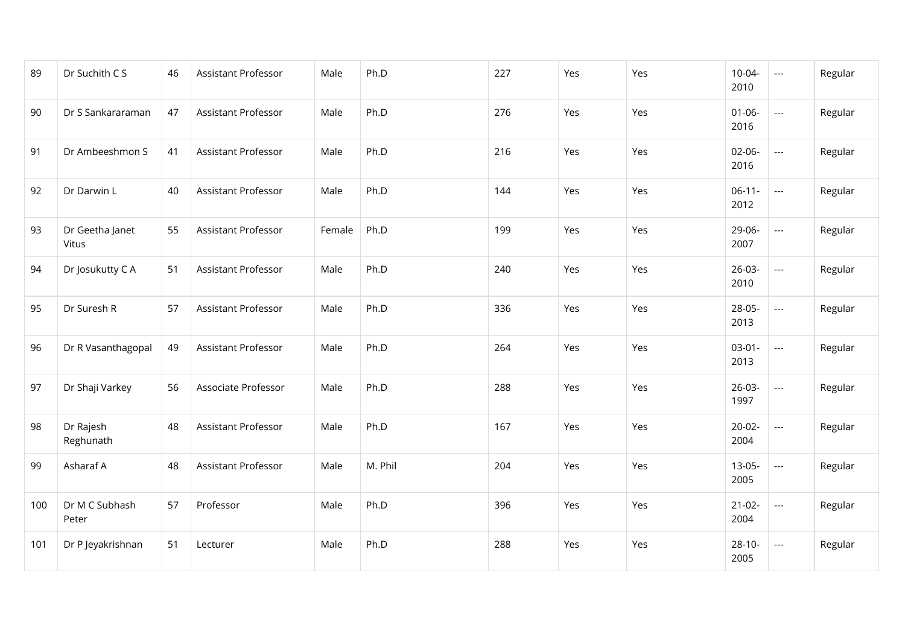| | | | | | | | | | | | |
|---|---|---|---|---|---|---|---|---|---|---|---|
| 89 | Dr Suchith C S | 46 | Assistant Professor | Male | Ph.D | 227 | Yes | Yes | 10-04-2010 | --- | Regular |
| 90 | Dr S Sankararaman | 47 | Assistant Professor | Male | Ph.D | 276 | Yes | Yes | 01-06-2016 | --- | Regular |
| 91 | Dr Ambeeshmon S | 41 | Assistant Professor | Male | Ph.D | 216 | Yes | Yes | 02-06-2016 | --- | Regular |
| 92 | Dr Darwin L | 40 | Assistant Professor | Male | Ph.D | 144 | Yes | Yes | 06-11-2012 | --- | Regular |
| 93 | Dr Geetha Janet Vitus | 55 | Assistant Professor | Female | Ph.D | 199 | Yes | Yes | 29-06-2007 | --- | Regular |
| 94 | Dr Josukutty C A | 51 | Assistant Professor | Male | Ph.D | 240 | Yes | Yes | 26-03-2010 | --- | Regular |
| 95 | Dr Suresh R | 57 | Assistant Professor | Male | Ph.D | 336 | Yes | Yes | 28-05-2013 | --- | Regular |
| 96 | Dr R Vasanthagopal | 49 | Assistant Professor | Male | Ph.D | 264 | Yes | Yes | 03-01-2013 | --- | Regular |
| 97 | Dr Shaji Varkey | 56 | Associate Professor | Male | Ph.D | 288 | Yes | Yes | 26-03-1997 | --- | Regular |
| 98 | Dr Rajesh Reghunath | 48 | Assistant Professor | Male | Ph.D | 167 | Yes | Yes | 20-02-2004 | --- | Regular |
| 99 | Asharaf A | 48 | Assistant Professor | Male | M. Phil | 204 | Yes | Yes | 13-05-2005 | --- | Regular |
| 100 | Dr M C Subhash Peter | 57 | Professor | Male | Ph.D | 396 | Yes | Yes | 21-02-2004 | --- | Regular |
| 101 | Dr P Jeyakrishnan | 51 | Lecturer | Male | Ph.D | 288 | Yes | Yes | 28-10-2005 | --- | Regular |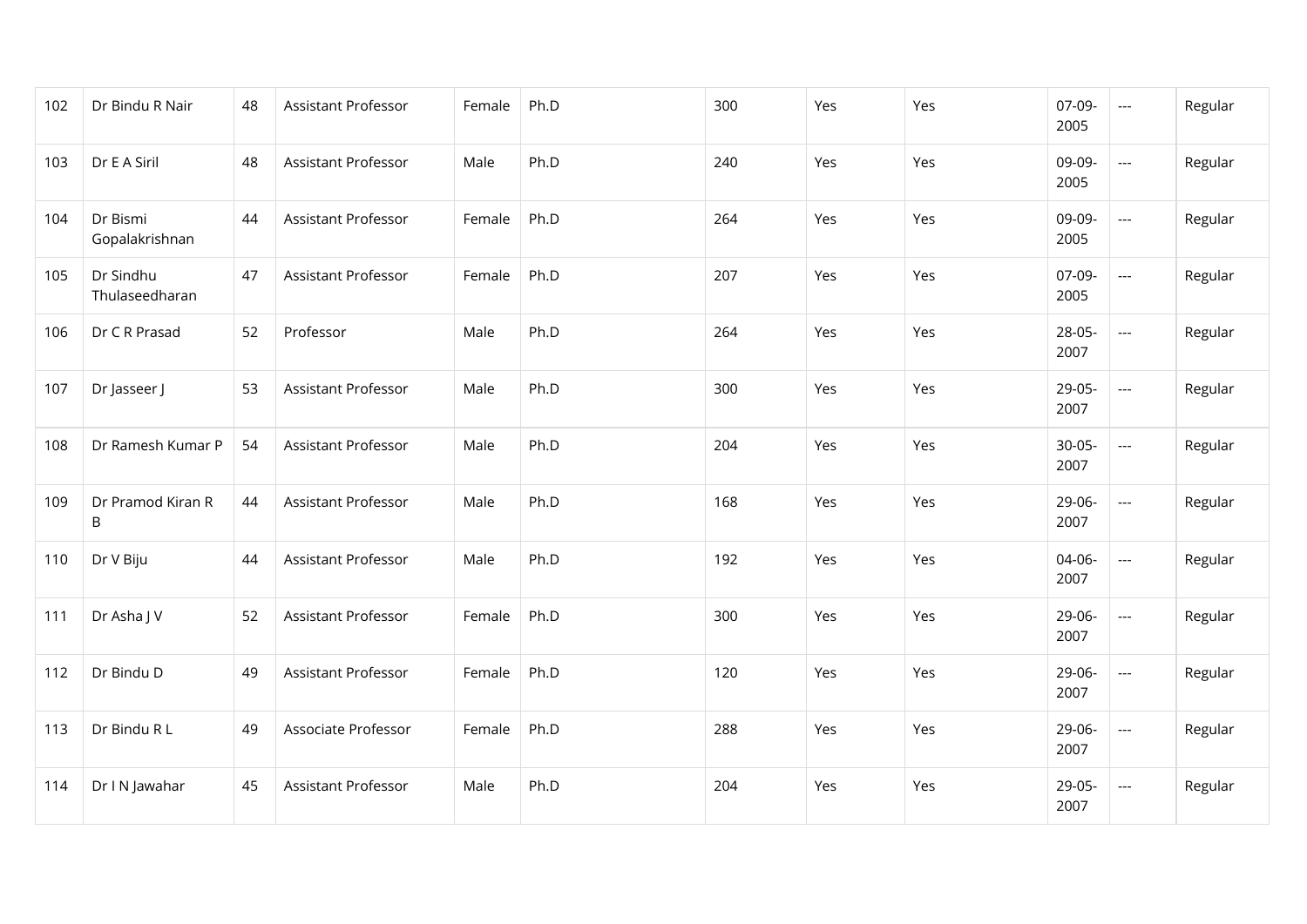| 102 | Dr Bindu R Nair | 48 | Assistant Professor | Female | Ph.D | 300 | Yes | Yes | 07-09-2005 | --- | Regular |
|---|---|---|---|---|---|---|---|---|---|---|---|
| 103 | Dr E A Siril | 48 | Assistant Professor | Male | Ph.D | 240 | Yes | Yes | 09-09-2005 | --- | Regular |
| 104 | Dr Bismi Gopalakrishnan | 44 | Assistant Professor | Female | Ph.D | 264 | Yes | Yes | 09-09-2005 | --- | Regular |
| 105 | Dr Sindhu Thulaseedharan | 47 | Assistant Professor | Female | Ph.D | 207 | Yes | Yes | 07-09-2005 | --- | Regular |
| 106 | Dr C R Prasad | 52 | Professor | Male | Ph.D | 264 | Yes | Yes | 28-05-2007 | --- | Regular |
| 107 | Dr Jasseer J | 53 | Assistant Professor | Male | Ph.D | 300 | Yes | Yes | 29-05-2007 | --- | Regular |
| 108 | Dr Ramesh Kumar P | 54 | Assistant Professor | Male | Ph.D | 204 | Yes | Yes | 30-05-2007 | --- | Regular |
| 109 | Dr Pramod Kiran R B | 44 | Assistant Professor | Male | Ph.D | 168 | Yes | Yes | 29-06-2007 | --- | Regular |
| 110 | Dr V Biju | 44 | Assistant Professor | Male | Ph.D | 192 | Yes | Yes | 04-06-2007 | --- | Regular |
| 111 | Dr Asha J V | 52 | Assistant Professor | Female | Ph.D | 300 | Yes | Yes | 29-06-2007 | --- | Regular |
| 112 | Dr Bindu D | 49 | Assistant Professor | Female | Ph.D | 120 | Yes | Yes | 29-06-2007 | --- | Regular |
| 113 | Dr Bindu R L | 49 | Associate Professor | Female | Ph.D | 288 | Yes | Yes | 29-06-2007 | --- | Regular |
| 114 | Dr I N Jawahar | 45 | Assistant Professor | Male | Ph.D | 204 | Yes | Yes | 29-05-2007 | --- | Regular |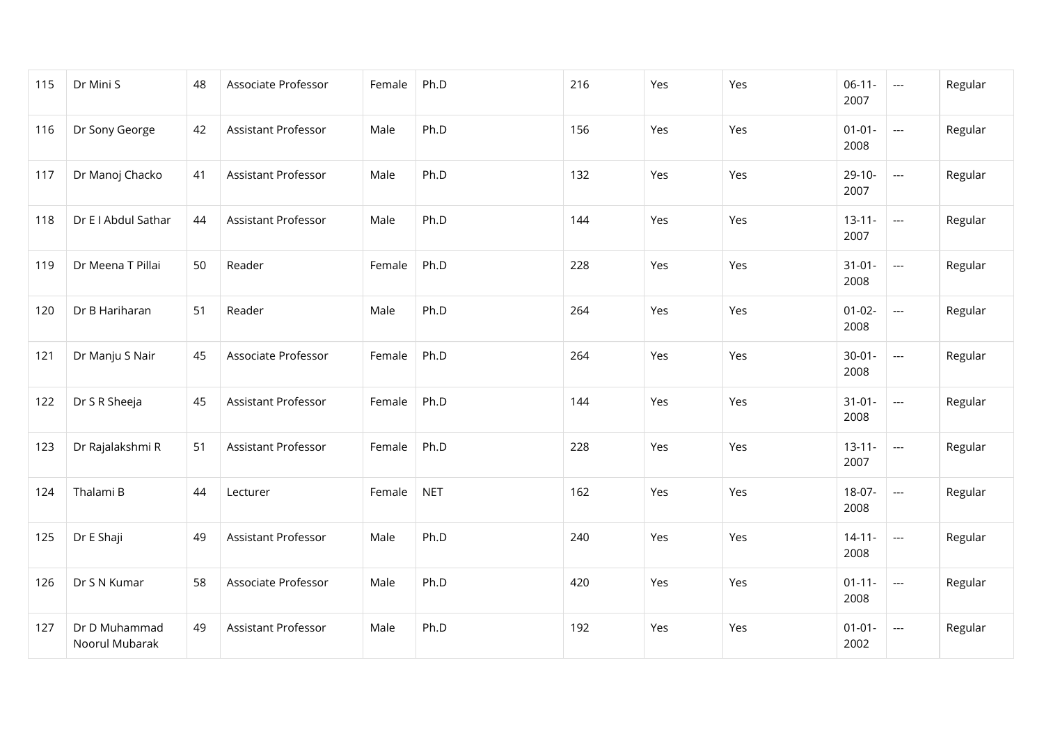| 115 | Dr Mini S | 48 | Associate Professor | Female | Ph.D | 216 | Yes | Yes | 06-11-2007 | --- | Regular |
|---|---|---|---|---|---|---|---|---|---|---|---|
| 116 | Dr Sony George | 42 | Assistant Professor | Male | Ph.D | 156 | Yes | Yes | 01-01-2008 | --- | Regular |
| 117 | Dr Manoj Chacko | 41 | Assistant Professor | Male | Ph.D | 132 | Yes | Yes | 29-10-2007 | --- | Regular |
| 118 | Dr E I Abdul Sathar | 44 | Assistant Professor | Male | Ph.D | 144 | Yes | Yes | 13-11-2007 | --- | Regular |
| 119 | Dr Meena T Pillai | 50 | Reader | Female | Ph.D | 228 | Yes | Yes | 31-01-2008 | --- | Regular |
| 120 | Dr B Hariharan | 51 | Reader | Male | Ph.D | 264 | Yes | Yes | 01-02-2008 | --- | Regular |
| 121 | Dr Manju S Nair | 45 | Associate Professor | Female | Ph.D | 264 | Yes | Yes | 30-01-2008 | --- | Regular |
| 122 | Dr S R Sheeja | 45 | Assistant Professor | Female | Ph.D | 144 | Yes | Yes | 31-01-2008 | --- | Regular |
| 123 | Dr Rajalakshmi R | 51 | Assistant Professor | Female | Ph.D | 228 | Yes | Yes | 13-11-2007 | --- | Regular |
| 124 | Thalami B | 44 | Lecturer | Female | NET | 162 | Yes | Yes | 18-07-2008 | --- | Regular |
| 125 | Dr E Shaji | 49 | Assistant Professor | Male | Ph.D | 240 | Yes | Yes | 14-11-2008 | --- | Regular |
| 126 | Dr S N Kumar | 58 | Associate Professor | Male | Ph.D | 420 | Yes | Yes | 01-11-2008 | --- | Regular |
| 127 | Dr D Muhammad Noorul Mubarak | 49 | Assistant Professor | Male | Ph.D | 192 | Yes | Yes | 01-01-2002 | --- | Regular |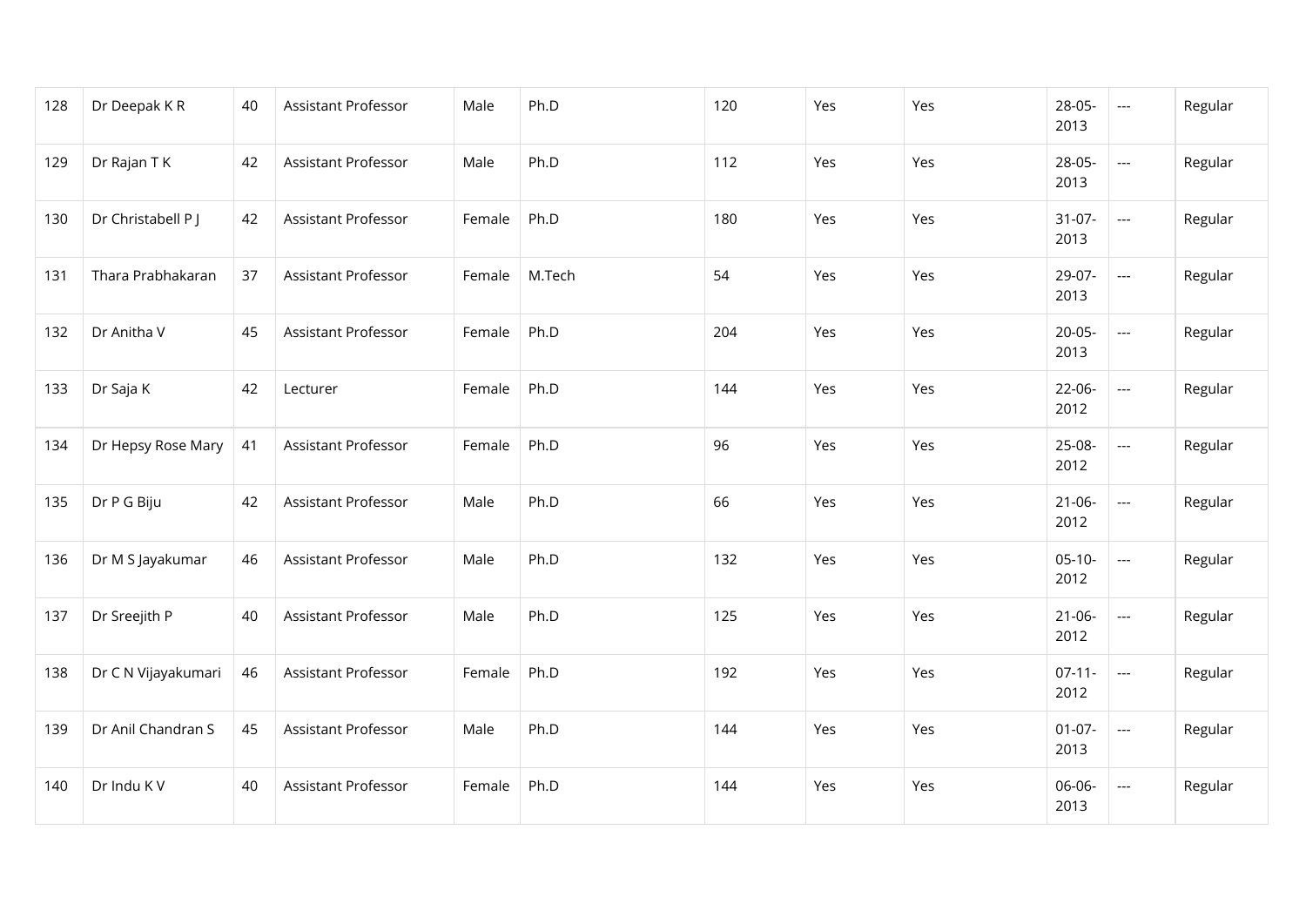| 128 | Dr Deepak K R | 40 | Assistant Professor | Male | Ph.D | 120 | Yes | Yes | 28-05-2013 | --- | Regular |
|---|---|---|---|---|---|---|---|---|---|---|---|
| 129 | Dr Rajan T K | 42 | Assistant Professor | Male | Ph.D | 112 | Yes | Yes | 28-05-2013 | --- | Regular |
| 130 | Dr Christabell P J | 42 | Assistant Professor | Female | Ph.D | 180 | Yes | Yes | 31-07-2013 | --- | Regular |
| 131 | Thara Prabhakaran | 37 | Assistant Professor | Female | M.Tech | 54 | Yes | Yes | 29-07-2013 | --- | Regular |
| 132 | Dr Anitha V | 45 | Assistant Professor | Female | Ph.D | 204 | Yes | Yes | 20-05-2013 | --- | Regular |
| 133 | Dr Saja K | 42 | Lecturer | Female | Ph.D | 144 | Yes | Yes | 22-06-2012 | --- | Regular |
| 134 | Dr Hepsy Rose Mary | 41 | Assistant Professor | Female | Ph.D | 96 | Yes | Yes | 25-08-2012 | --- | Regular |
| 135 | Dr P G Biju | 42 | Assistant Professor | Male | Ph.D | 66 | Yes | Yes | 21-06-2012 | --- | Regular |
| 136 | Dr M S Jayakumar | 46 | Assistant Professor | Male | Ph.D | 132 | Yes | Yes | 05-10-2012 | --- | Regular |
| 137 | Dr Sreejith P | 40 | Assistant Professor | Male | Ph.D | 125 | Yes | Yes | 21-06-2012 | --- | Regular |
| 138 | Dr C N Vijayakumari | 46 | Assistant Professor | Female | Ph.D | 192 | Yes | Yes | 07-11-2012 | --- | Regular |
| 139 | Dr Anil Chandran S | 45 | Assistant Professor | Male | Ph.D | 144 | Yes | Yes | 01-07-2013 | --- | Regular |
| 140 | Dr Indu K V | 40 | Assistant Professor | Female | Ph.D | 144 | Yes | Yes | 06-06-2013 | --- | Regular |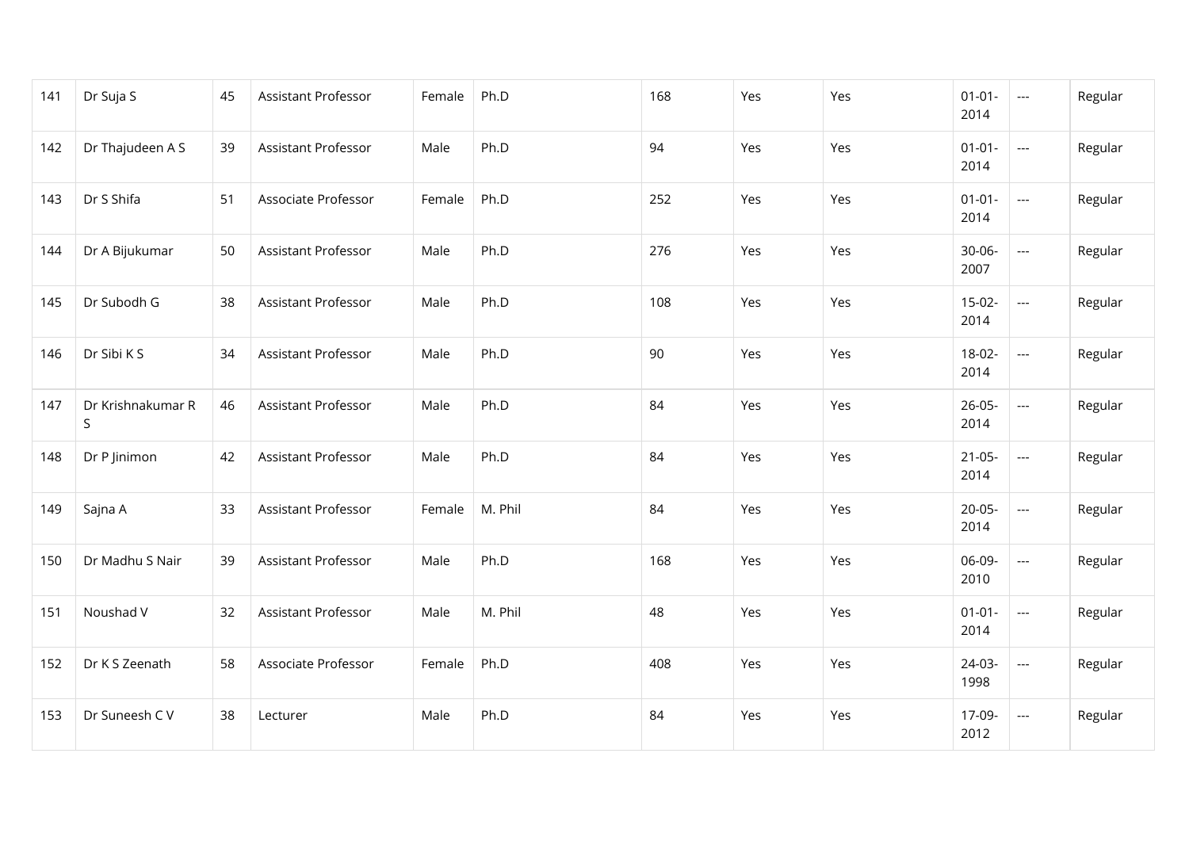| | | | | | | | | | | | |
|---|---|---|---|---|---|---|---|---|---|---|---|
| 141 | Dr Suja S | 45 | Assistant Professor | Female | Ph.D | 168 | Yes | Yes | 01-01-2014 | --- | Regular |
| 142 | Dr Thajudeen A S | 39 | Assistant Professor | Male | Ph.D | 94 | Yes | Yes | 01-01-2014 | --- | Regular |
| 143 | Dr S Shifa | 51 | Associate Professor | Female | Ph.D | 252 | Yes | Yes | 01-01-2014 | --- | Regular |
| 144 | Dr A Bijukumar | 50 | Assistant Professor | Male | Ph.D | 276 | Yes | Yes | 30-06-2007 | --- | Regular |
| 145 | Dr Subodh G | 38 | Assistant Professor | Male | Ph.D | 108 | Yes | Yes | 15-02-2014 | --- | Regular |
| 146 | Dr Sibi K S | 34 | Assistant Professor | Male | Ph.D | 90 | Yes | Yes | 18-02-2014 | --- | Regular |
| 147 | Dr Krishnakumar R S | 46 | Assistant Professor | Male | Ph.D | 84 | Yes | Yes | 26-05-2014 | --- | Regular |
| 148 | Dr P Jinimon | 42 | Assistant Professor | Male | Ph.D | 84 | Yes | Yes | 21-05-2014 | --- | Regular |
| 149 | Sajna A | 33 | Assistant Professor | Female | M. Phil | 84 | Yes | Yes | 20-05-2014 | --- | Regular |
| 150 | Dr Madhu S Nair | 39 | Assistant Professor | Male | Ph.D | 168 | Yes | Yes | 06-09-2010 | --- | Regular |
| 151 | Noushad V | 32 | Assistant Professor | Male | M. Phil | 48 | Yes | Yes | 01-01-2014 | --- | Regular |
| 152 | Dr K S Zeenath | 58 | Associate Professor | Female | Ph.D | 408 | Yes | Yes | 24-03-1998 | --- | Regular |
| 153 | Dr Suneesh C V | 38 | Lecturer | Male | Ph.D | 84 | Yes | Yes | 17-09-2012 | --- | Regular |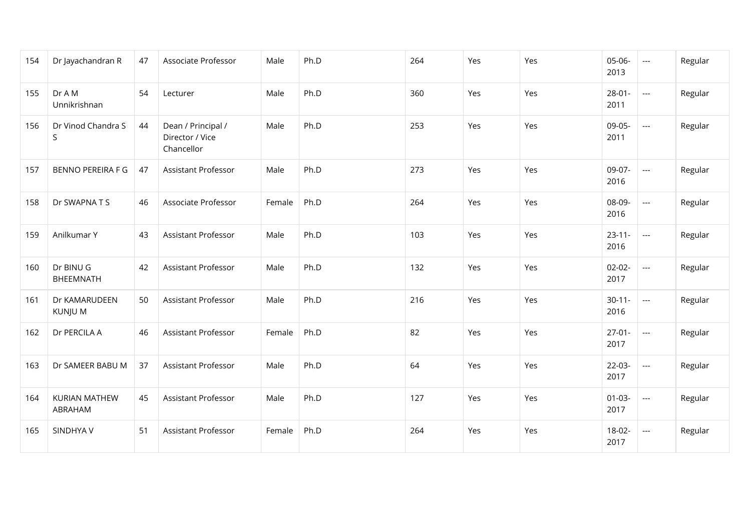| 154 | Dr Jayachandran R | 47 | Associate Professor | Male | Ph.D | 264 | Yes | Yes | 05-06-2013 | --- | Regular |
|---|---|---|---|---|---|---|---|---|---|---|---|
| 155 | Dr A M Unnikrishnan | 54 | Lecturer | Male | Ph.D | 360 | Yes | Yes | 28-01-2011 | --- | Regular |
| 156 | Dr Vinod Chandra S S | 44 | Dean / Principal / Director / Vice Chancellor | Male | Ph.D | 253 | Yes | Yes | 09-05-2011 | --- | Regular |
| 157 | BENNO PEREIRA F G | 47 | Assistant Professor | Male | Ph.D | 273 | Yes | Yes | 09-07-2016 | --- | Regular |
| 158 | Dr SWAPNA T S | 46 | Associate Professor | Female | Ph.D | 264 | Yes | Yes | 08-09-2016 | --- | Regular |
| 159 | Anilkumar Y | 43 | Assistant Professor | Male | Ph.D | 103 | Yes | Yes | 23-11-2016 | --- | Regular |
| 160 | Dr BINU G BHEEMNATH | 42 | Assistant Professor | Male | Ph.D | 132 | Yes | Yes | 02-02-2017 | --- | Regular |
| 161 | Dr KAMARUDEEN KUNJU M | 50 | Assistant Professor | Male | Ph.D | 216 | Yes | Yes | 30-11-2016 | --- | Regular |
| 162 | Dr PERCILA A | 46 | Assistant Professor | Female | Ph.D | 82 | Yes | Yes | 27-01-2017 | --- | Regular |
| 163 | Dr SAMEER BABU M | 37 | Assistant Professor | Male | Ph.D | 64 | Yes | Yes | 22-03-2017 | --- | Regular |
| 164 | KURIAN MATHEW ABRAHAM | 45 | Assistant Professor | Male | Ph.D | 127 | Yes | Yes | 01-03-2017 | --- | Regular |
| 165 | SINDHYA V | 51 | Assistant Professor | Female | Ph.D | 264 | Yes | Yes | 18-02-2017 | --- | Regular |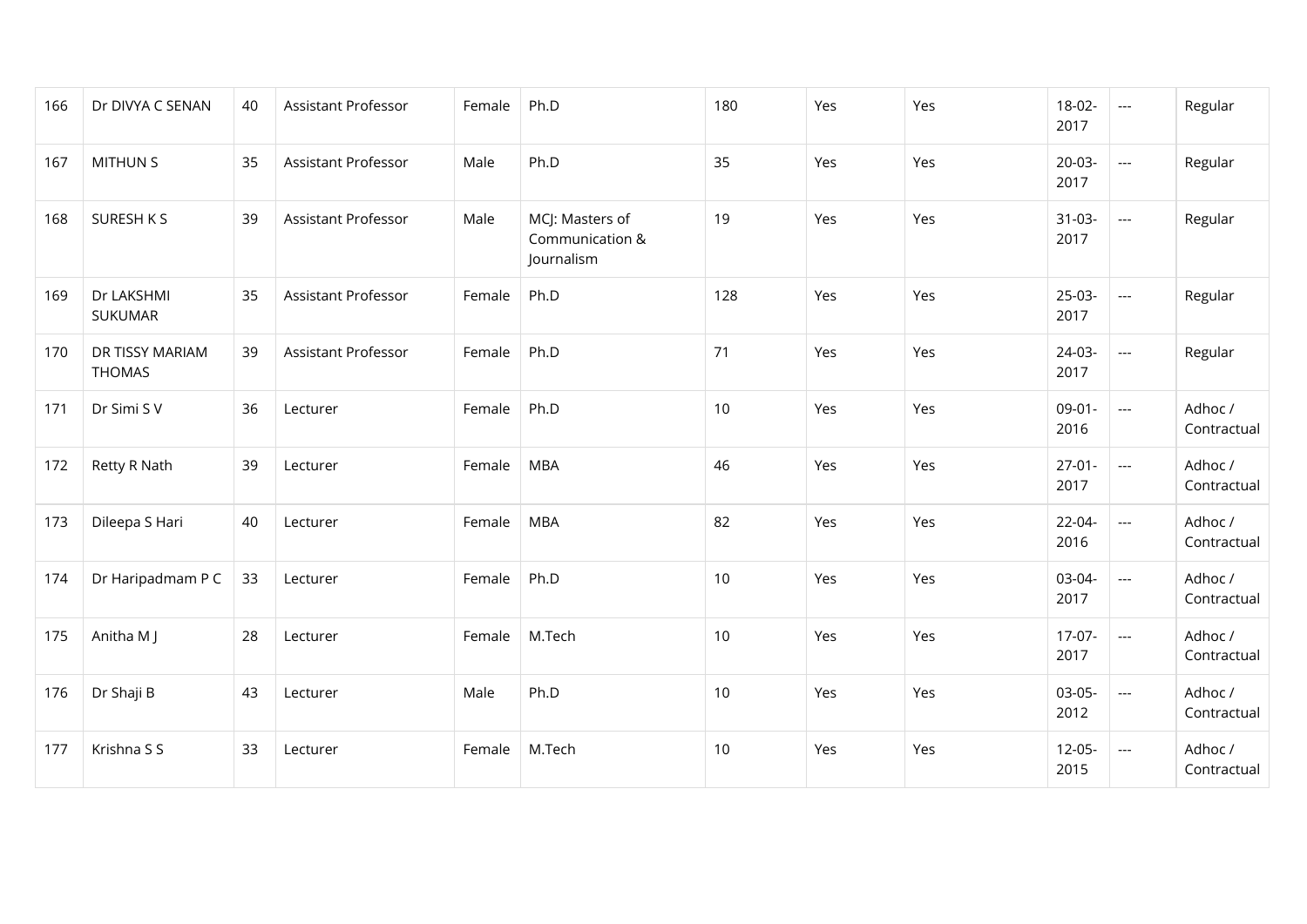| 166 | Dr DIVYA C SENAN | 40 | Assistant Professor | Female | Ph.D | 180 | Yes | Yes | 18-02-2017 | --- | Regular |
|---|---|---|---|---|---|---|---|---|---|---|---|
| 167 | MITHUN S | 35 | Assistant Professor | Male | Ph.D | 35 | Yes | Yes | 20-03-2017 | --- | Regular |
| 168 | SURESH K S | 39 | Assistant Professor | Male | MCJ: Masters of Communication & Journalism | 19 | Yes | Yes | 31-03-2017 | --- | Regular |
| 169 | Dr LAKSHMI SUKUMAR | 35 | Assistant Professor | Female | Ph.D | 128 | Yes | Yes | 25-03-2017 | --- | Regular |
| 170 | DR TISSY MARIAM THOMAS | 39 | Assistant Professor | Female | Ph.D | 71 | Yes | Yes | 24-03-2017 | --- | Regular |
| 171 | Dr Simi S V | 36 | Lecturer | Female | Ph.D | 10 | Yes | Yes | 09-01-2016 | --- | Adhoc / Contractual |
| 172 | Retty R Nath | 39 | Lecturer | Female | MBA | 46 | Yes | Yes | 27-01-2017 | --- | Adhoc / Contractual |
| 173 | Dileepa S Hari | 40 | Lecturer | Female | MBA | 82 | Yes | Yes | 22-04-2016 | --- | Adhoc / Contractual |
| 174 | Dr Haripadmam P C | 33 | Lecturer | Female | Ph.D | 10 | Yes | Yes | 03-04-2017 | --- | Adhoc / Contractual |
| 175 | Anitha M J | 28 | Lecturer | Female | M.Tech | 10 | Yes | Yes | 17-07-2017 | --- | Adhoc / Contractual |
| 176 | Dr Shaji B | 43 | Lecturer | Male | Ph.D | 10 | Yes | Yes | 03-05-2012 | --- | Adhoc / Contractual |
| 177 | Krishna S S | 33 | Lecturer | Female | M.Tech | 10 | Yes | Yes | 12-05-2015 | --- | Adhoc / Contractual |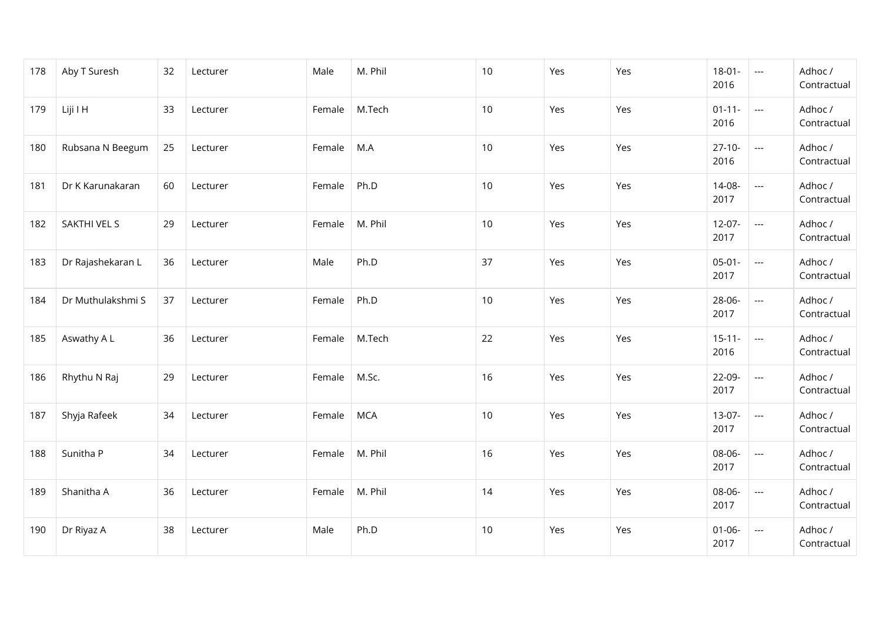| | | | | | | | | | | | |
|---|---|---|---|---|---|---|---|---|---|---|---|
| 178 | Aby T Suresh | 32 | Lecturer | Male | M. Phil | 10 | Yes | Yes | 18-01-2016 | --- | Adhoc / Contractual |
| 179 | Liji I H | 33 | Lecturer | Female | M.Tech | 10 | Yes | Yes | 01-11-2016 | --- | Adhoc / Contractual |
| 180 | Rubsana N Beegum | 25 | Lecturer | Female | M.A | 10 | Yes | Yes | 27-10-2016 | --- | Adhoc / Contractual |
| 181 | Dr K Karunakaran | 60 | Lecturer | Female | Ph.D | 10 | Yes | Yes | 14-08-2017 | --- | Adhoc / Contractual |
| 182 | SAKTHI VEL S | 29 | Lecturer | Female | M. Phil | 10 | Yes | Yes | 12-07-2017 | --- | Adhoc / Contractual |
| 183 | Dr Rajashekaran L | 36 | Lecturer | Male | Ph.D | 37 | Yes | Yes | 05-01-2017 | --- | Adhoc / Contractual |
| 184 | Dr Muthulakshmi S | 37 | Lecturer | Female | Ph.D | 10 | Yes | Yes | 28-06-2017 | --- | Adhoc / Contractual |
| 185 | Aswathy A L | 36 | Lecturer | Female | M.Tech | 22 | Yes | Yes | 15-11-2016 | --- | Adhoc / Contractual |
| 186 | Rhythu N Raj | 29 | Lecturer | Female | M.Sc. | 16 | Yes | Yes | 22-09-2017 | --- | Adhoc / Contractual |
| 187 | Shyja Rafeek | 34 | Lecturer | Female | MCA | 10 | Yes | Yes | 13-07-2017 | --- | Adhoc / Contractual |
| 188 | Sunitha P | 34 | Lecturer | Female | M. Phil | 16 | Yes | Yes | 08-06-2017 | --- | Adhoc / Contractual |
| 189 | Shanitha A | 36 | Lecturer | Female | M. Phil | 14 | Yes | Yes | 08-06-2017 | --- | Adhoc / Contractual |
| 190 | Dr Riyaz A | 38 | Lecturer | Male | Ph.D | 10 | Yes | Yes | 01-06-2017 | --- | Adhoc / Contractual |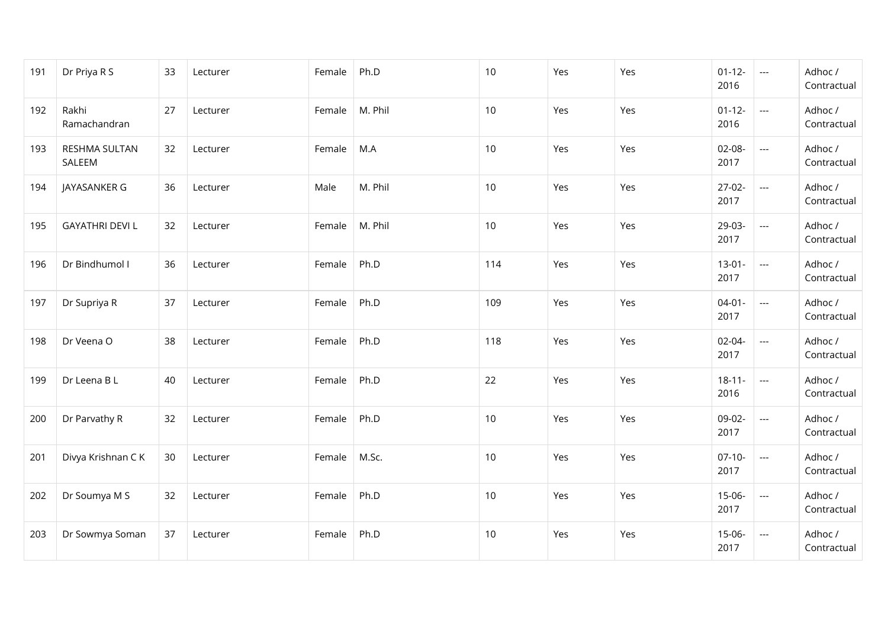| 191 | Dr Priya R S | 33 | Lecturer | Female | Ph.D | 10 | Yes | Yes | 01-12-2016 | --- | Adhoc / Contractual |
|---|---|---|---|---|---|---|---|---|---|---|---|
| 192 | Rakhi Ramachandran | 27 | Lecturer | Female | M. Phil | 10 | Yes | Yes | 01-12-2016 | --- | Adhoc / Contractual |
| 193 | RESHMA SULTAN SALEEM | 32 | Lecturer | Female | M.A | 10 | Yes | Yes | 02-08-2017 | --- | Adhoc / Contractual |
| 194 | JAYASANKER G | 36 | Lecturer | Male | M. Phil | 10 | Yes | Yes | 27-02-2017 | --- | Adhoc / Contractual |
| 195 | GAYATHRI DEVI L | 32 | Lecturer | Female | M. Phil | 10 | Yes | Yes | 29-03-2017 | --- | Adhoc / Contractual |
| 196 | Dr Bindhumol I | 36 | Lecturer | Female | Ph.D | 114 | Yes | Yes | 13-01-2017 | --- | Adhoc / Contractual |
| 197 | Dr Supriya R | 37 | Lecturer | Female | Ph.D | 109 | Yes | Yes | 04-01-2017 | --- | Adhoc / Contractual |
| 198 | Dr Veena O | 38 | Lecturer | Female | Ph.D | 118 | Yes | Yes | 02-04-2017 | --- | Adhoc / Contractual |
| 199 | Dr Leena B L | 40 | Lecturer | Female | Ph.D | 22 | Yes | Yes | 18-11-2016 | --- | Adhoc / Contractual |
| 200 | Dr Parvathy R | 32 | Lecturer | Female | Ph.D | 10 | Yes | Yes | 09-02-2017 | --- | Adhoc / Contractual |
| 201 | Divya Krishnan C K | 30 | Lecturer | Female | M.Sc. | 10 | Yes | Yes | 07-10-2017 | --- | Adhoc / Contractual |
| 202 | Dr Soumya M S | 32 | Lecturer | Female | Ph.D | 10 | Yes | Yes | 15-06-2017 | --- | Adhoc / Contractual |
| 203 | Dr Sowmya Soman | 37 | Lecturer | Female | Ph.D | 10 | Yes | Yes | 15-06-2017 | --- | Adhoc / Contractual |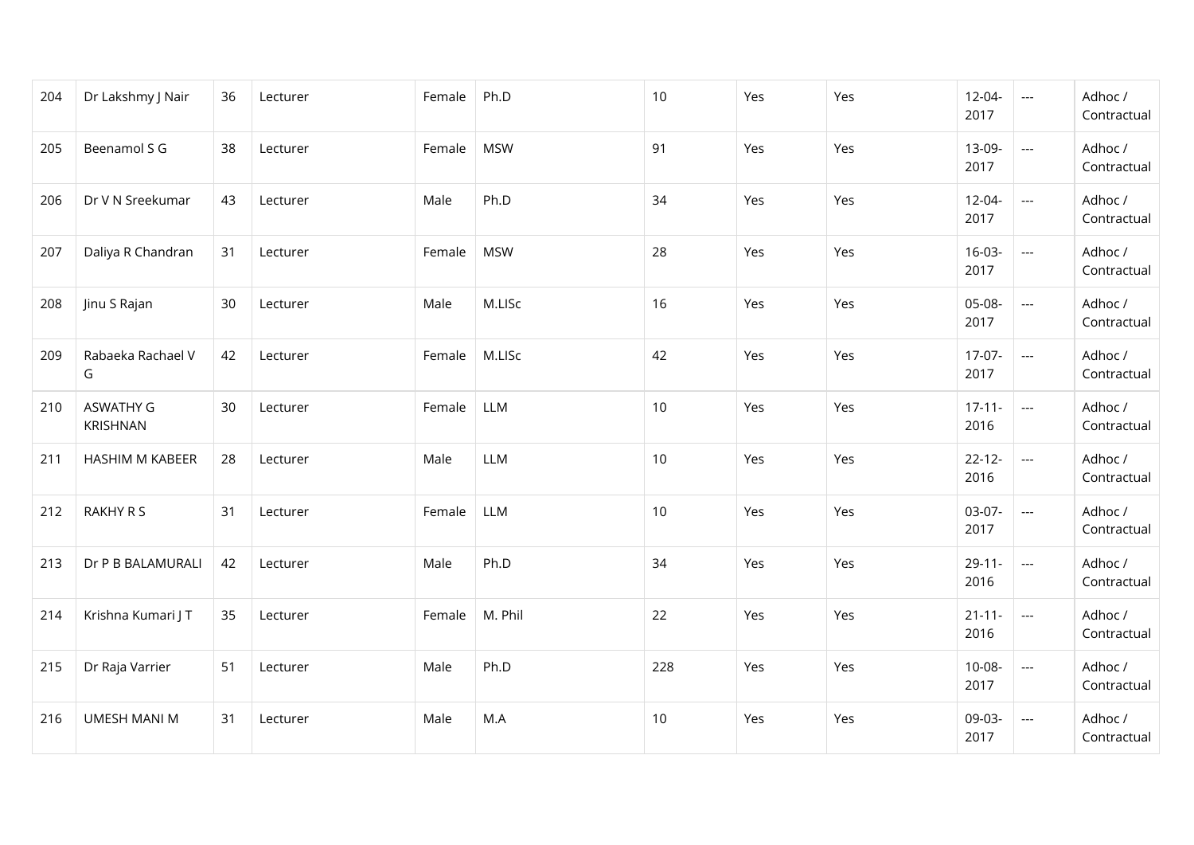| | | | | | | | | | | | |
|---|---|---|---|---|---|---|---|---|---|---|---|
| 204 | Dr Lakshmy J Nair | 36 | Lecturer | Female | Ph.D | 10 | Yes | Yes | 12-04-2017 | --- | Adhoc / Contractual |
| 205 | Beenamol S G | 38 | Lecturer | Female | MSW | 91 | Yes | Yes | 13-09-2017 | --- | Adhoc / Contractual |
| 206 | Dr V N Sreekumar | 43 | Lecturer | Male | Ph.D | 34 | Yes | Yes | 12-04-2017 | --- | Adhoc / Contractual |
| 207 | Daliya R Chandran | 31 | Lecturer | Female | MSW | 28 | Yes | Yes | 16-03-2017 | --- | Adhoc / Contractual |
| 208 | Jinu S Rajan | 30 | Lecturer | Male | M.LISc | 16 | Yes | Yes | 05-08-2017 | --- | Adhoc / Contractual |
| 209 | Rabaeka Rachael V G | 42 | Lecturer | Female | M.LISc | 42 | Yes | Yes | 17-07-2017 | --- | Adhoc / Contractual |
| 210 | ASWATHY G KRISHNAN | 30 | Lecturer | Female | LLM | 10 | Yes | Yes | 17-11-2016 | --- | Adhoc / Contractual |
| 211 | HASHIM M KABEER | 28 | Lecturer | Male | LLM | 10 | Yes | Yes | 22-12-2016 | --- | Adhoc / Contractual |
| 212 | RAKHY R S | 31 | Lecturer | Female | LLM | 10 | Yes | Yes | 03-07-2017 | --- | Adhoc / Contractual |
| 213 | Dr P B BALAMURALI | 42 | Lecturer | Male | Ph.D | 34 | Yes | Yes | 29-11-2016 | --- | Adhoc / Contractual |
| 214 | Krishna Kumari J T | 35 | Lecturer | Female | M. Phil | 22 | Yes | Yes | 21-11-2016 | --- | Adhoc / Contractual |
| 215 | Dr Raja Varrier | 51 | Lecturer | Male | Ph.D | 228 | Yes | Yes | 10-08-2017 | --- | Adhoc / Contractual |
| 216 | UMESH MANI M | 31 | Lecturer | Male | M.A | 10 | Yes | Yes | 09-03-2017 | --- | Adhoc / Contractual |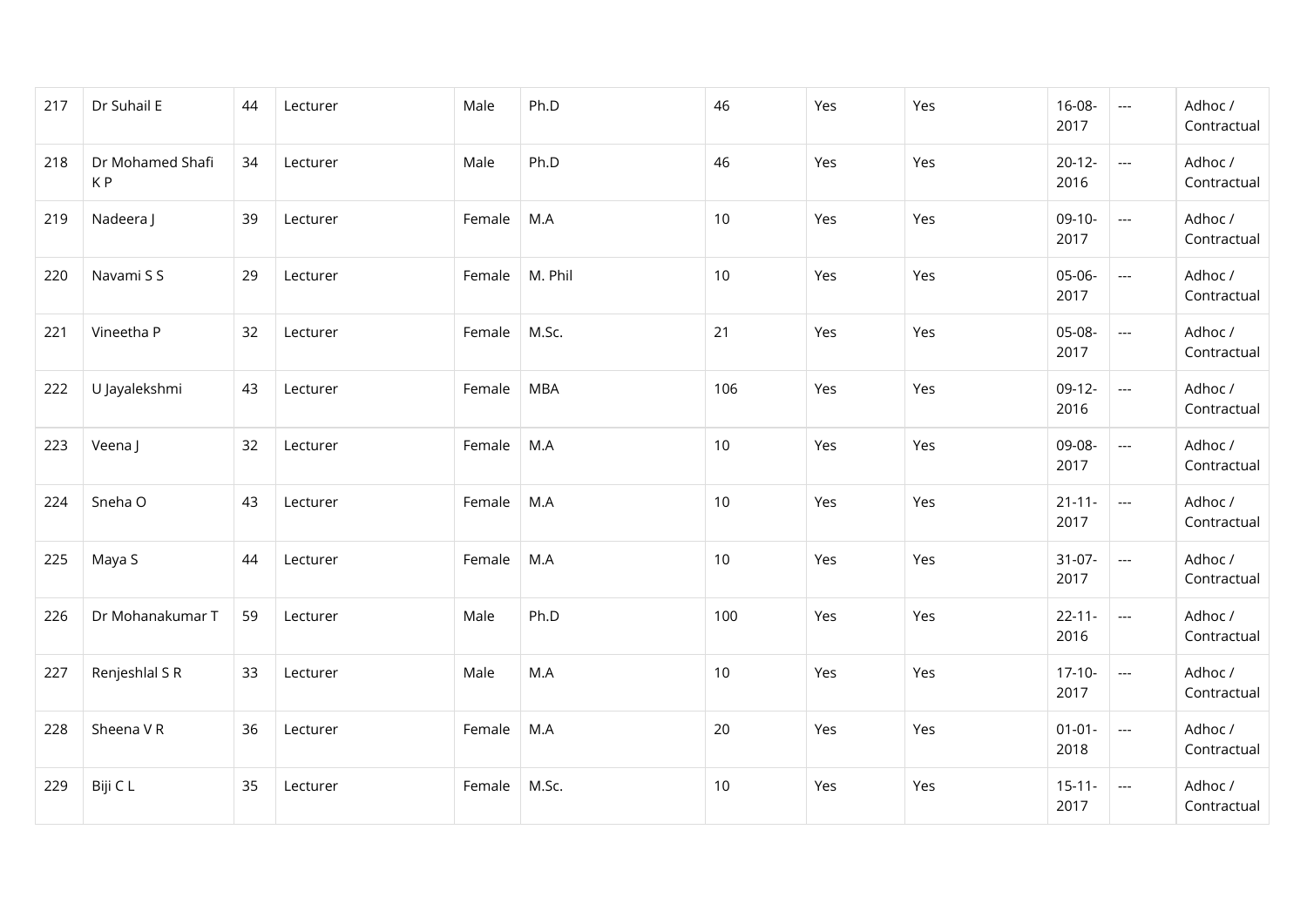| 217 | Dr Suhail E | 44 | Lecturer | Male | Ph.D | 46 | Yes | Yes | 16-08-2017 | --- | Adhoc / Contractual |
|---|---|---|---|---|---|---|---|---|---|---|---|
| 218 | Dr Mohamed Shafi K P | 34 | Lecturer | Male | Ph.D | 46 | Yes | Yes | 20-12-2016 | --- | Adhoc / Contractual |
| 219 | Nadeera J | 39 | Lecturer | Female | M.A | 10 | Yes | Yes | 09-10-2017 | --- | Adhoc / Contractual |
| 220 | Navami S S | 29 | Lecturer | Female | M. Phil | 10 | Yes | Yes | 05-06-2017 | --- | Adhoc / Contractual |
| 221 | Vineetha P | 32 | Lecturer | Female | M.Sc. | 21 | Yes | Yes | 05-08-2017 | --- | Adhoc / Contractual |
| 222 | U Jayalekshmi | 43 | Lecturer | Female | MBA | 106 | Yes | Yes | 09-12-2016 | --- | Adhoc / Contractual |
| 223 | Veena J | 32 | Lecturer | Female | M.A | 10 | Yes | Yes | 09-08-2017 | --- | Adhoc / Contractual |
| 224 | Sneha O | 43 | Lecturer | Female | M.A | 10 | Yes | Yes | 21-11-2017 | --- | Adhoc / Contractual |
| 225 | Maya S | 44 | Lecturer | Female | M.A | 10 | Yes | Yes | 31-07-2017 | --- | Adhoc / Contractual |
| 226 | Dr Mohanakumar T | 59 | Lecturer | Male | Ph.D | 100 | Yes | Yes | 22-11-2016 | --- | Adhoc / Contractual |
| 227 | Renjeshlal S R | 33 | Lecturer | Male | M.A | 10 | Yes | Yes | 17-10-2017 | --- | Adhoc / Contractual |
| 228 | Sheena V R | 36 | Lecturer | Female | M.A | 20 | Yes | Yes | 01-01-2018 | --- | Adhoc / Contractual |
| 229 | Biji C L | 35 | Lecturer | Female | M.Sc. | 10 | Yes | Yes | 15-11-2017 | --- | Adhoc / Contractual |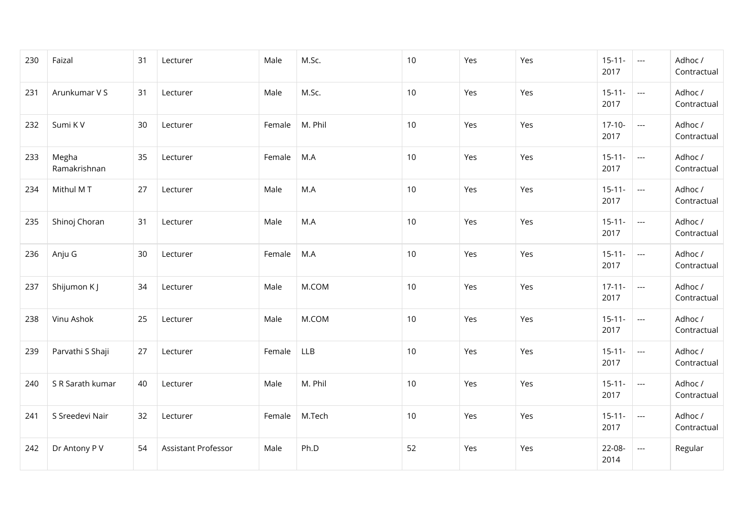| 230 | Faizal | 31 | Lecturer | Male | M.Sc. | 10 | Yes | Yes | 15-11-2017 | --- | Adhoc / Contractual |
|---|---|---|---|---|---|---|---|---|---|---|---|
| 231 | Arunkumar V S | 31 | Lecturer | Male | M.Sc. | 10 | Yes | Yes | 15-11-2017 | --- | Adhoc / Contractual |
| 232 | Sumi K V | 30 | Lecturer | Female | M. Phil | 10 | Yes | Yes | 17-10-2017 | --- | Adhoc / Contractual |
| 233 | Megha Ramakrishnan | 35 | Lecturer | Female | M.A | 10 | Yes | Yes | 15-11-2017 | --- | Adhoc / Contractual |
| 234 | Mithul M T | 27 | Lecturer | Male | M.A | 10 | Yes | Yes | 15-11-2017 | --- | Adhoc / Contractual |
| 235 | Shinoj Choran | 31 | Lecturer | Male | M.A | 10 | Yes | Yes | 15-11-2017 | --- | Adhoc / Contractual |
| 236 | Anju G | 30 | Lecturer | Female | M.A | 10 | Yes | Yes | 15-11-2017 | --- | Adhoc / Contractual |
| 237 | Shijumon K J | 34 | Lecturer | Male | M.COM | 10 | Yes | Yes | 17-11-2017 | --- | Adhoc / Contractual |
| 238 | Vinu Ashok | 25 | Lecturer | Male | M.COM | 10 | Yes | Yes | 15-11-2017 | --- | Adhoc / Contractual |
| 239 | Parvathi S Shaji | 27 | Lecturer | Female | LLB | 10 | Yes | Yes | 15-11-2017 | --- | Adhoc / Contractual |
| 240 | S R Sarath kumar | 40 | Lecturer | Male | M. Phil | 10 | Yes | Yes | 15-11-2017 | --- | Adhoc / Contractual |
| 241 | S Sreedevi Nair | 32 | Lecturer | Female | M.Tech | 10 | Yes | Yes | 15-11-2017 | --- | Adhoc / Contractual |
| 242 | Dr Antony P V | 54 | Assistant Professor | Male | Ph.D | 52 | Yes | Yes | 22-08-2014 | --- | Regular |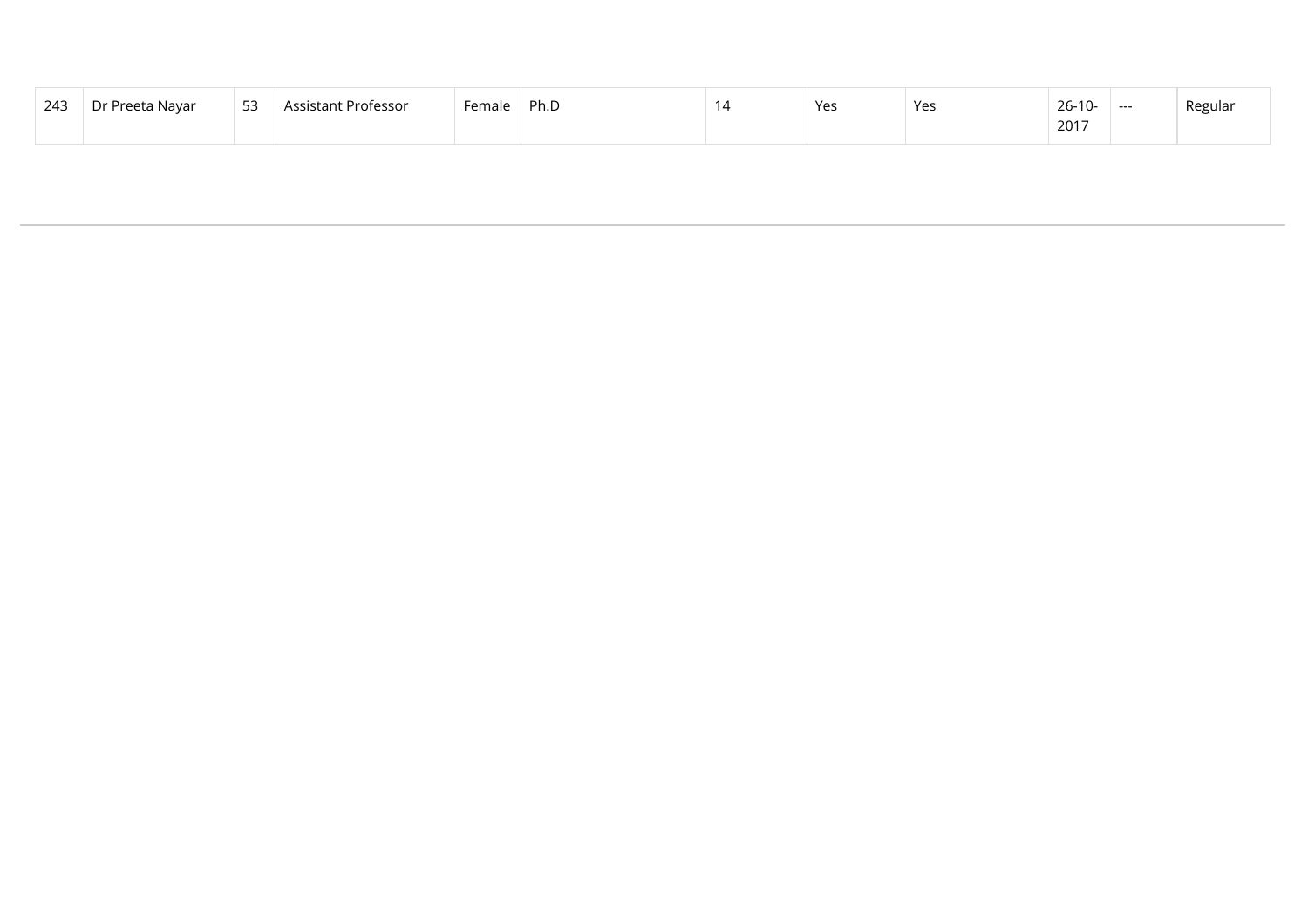| | | | | | | | | | | | |
|---|---|---|---|---|---|---|---|---|---|---|---|
| 243 | Dr Preeta Nayar | 53 | Assistant Professor | Female | Ph.D | 14 | Yes | Yes | 26-10-2017 | --- | Regular |